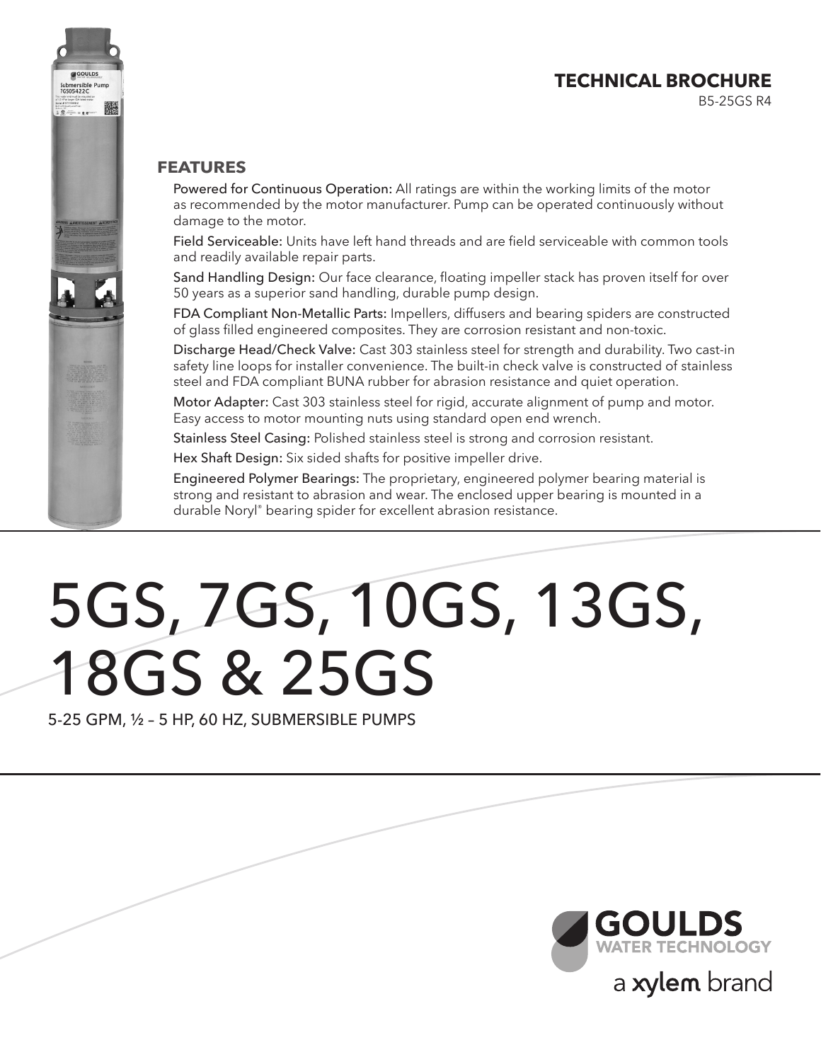**TECHNICAL BROCHURE**

B5-25GS R4

## FEATURES

**Powered for Continuous Operation:** All ratings are within the working limits of the motor as recommended by the motor manufacturer. Pump can be operated continuously without damage to the motor.

**Field Serviceable:** Units have left hand threads and are field serviceable with common tools and readily available repair parts.

**Sand Handling Design:** Our face clearance, floating impeller stack has proven itself for over 50 years as a superior sand handling, durable pump design.

**FDA Compliant Non-Metallic Parts:** Impellers, diffusers and bearing spiders are constructed of glass filled engineered composites. They are corrosion resistant and non-toxic.

**Discharge Head/Check Valve:** Cast 303 stainless steel for strength and durability. Two cast-in safety line loops for installer convenience. The built-in check valve is constructed of stainless steel and FDA compliant BUNA rubber for abrasion resistance and quiet operation.

**Motor Adapter:** Cast 303 stainless steel for rigid, accurate alignment of pump and motor. Easy access to motor mounting nuts using standard open end wrench.

**Stainless Steel Casing:** Polished stainless steel is strong and corrosion resistant.

**Hex Shaft Design:** Six sided shafts for positive impeller drive.

**Engineered Polymer Bearings:** The proprietary, engineered polymer bearing material is strong and resistant to abrasion and wear. The enclosed upper bearing is mounted in a durable Noryl® bearing spider for excellent abrasion resistance.

# 5GS, 7GS, 10GS, 13GS, 18GS & 25GS

5-25 GPM, ½ – 5 HP, 60 HZ, SUBMERSIBLE PUMPS

GOULDS WATER TECHNOLOGY

a xylem brand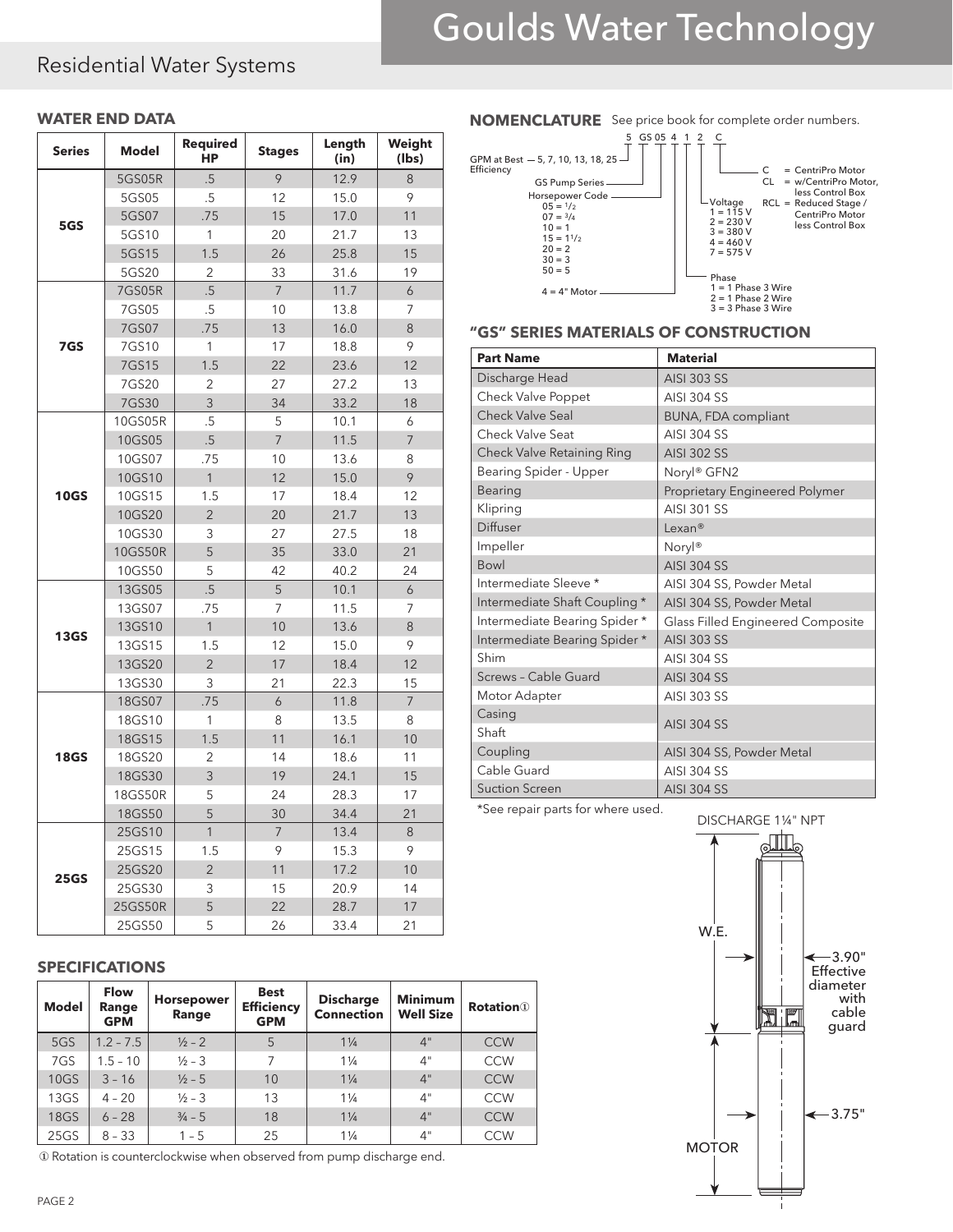Goulds Water Technology

## Residential Water Systems

### WATER END DATA

| Series | Model | Required HP | Stages | Length (in) | Weight (lbs) |
|---|---|---|---|---|---|
| 5GS | 5GS05R | .5 | 9 | 12.9 | 8 |
| | 5GS05 | .5 | 12 | 15.0 | 9 |
| | 5GS07 | .75 | 15 | 17.0 | 11 |
| | 5GS10 | 1 | 20 | 21.7 | 13 |
| | 5GS15 | 1.5 | 26 | 25.8 | 15 |
| | 5GS20 | 2 | 33 | 31.6 | 19 |
| 7GS | 7GS05R | .5 | 7 | 11.7 | 6 |
| | 7GS05 | .5 | 10 | 13.8 | 7 |
| | 7GS07 | .75 | 13 | 16.0 | 8 |
| | 7GS10 | 1 | 17 | 18.8 | 9 |
| | 7GS15 | 1.5 | 22 | 23.6 | 12 |
| | 7GS20 | 2 | 27 | 27.2 | 13 |
| | 7GS30 | 3 | 34 | 33.2 | 18 |
| 10GS | 10GS05R | .5 | 5 | 10.1 | 6 |
| | 10GS05 | .5 | 7 | 11.5 | 7 |
| | 10GS07 | .75 | 10 | 13.6 | 8 |
| | 10GS10 | 1 | 12 | 15.0 | 9 |
| | 10GS15 | 1.5 | 17 | 18.4 | 12 |
| | 10GS20 | 2 | 20 | 21.7 | 13 |
| | 10GS30 | 3 | 27 | 27.5 | 18 |
| | 10GS50R | 5 | 35 | 33.0 | 21 |
| | 10GS50 | 5 | 42 | 40.2 | 24 |
| 13GS | 13GS05 | .5 | 5 | 10.1 | 6 |
| | 13GS07 | .75 | 7 | 11.5 | 7 |
| | 13GS10 | 1 | 10 | 13.6 | 8 |
| | 13GS15 | 1.5 | 12 | 15.0 | 9 |
| | 13GS20 | 2 | 17 | 18.4 | 12 |
| | 13GS30 | 3 | 21 | 22.3 | 15 |
| 18GS | 18GS07 | .75 | 6 | 11.8 | 7 |
| | 18GS10 | 1 | 8 | 13.5 | 8 |
| | 18GS15 | 1.5 | 11 | 16.1 | 10 |
| | 18GS20 | 2 | 14 | 18.6 | 11 |
| | 18GS30 | 3 | 19 | 24.1 | 15 |
| | 18GS50R | 5 | 24 | 28.3 | 17 |
| | 18GS50 | 5 | 30 | 34.4 | 21 |
| 25GS | 25GS10 | 1 | 7 | 13.4 | 8 |
| | 25GS15 | 1.5 | 9 | 15.3 | 9 |
| | 25GS20 | 2 | 11 | 17.2 | 10 |
| | 25GS30 | 3 | 15 | 20.9 | 14 |
| | 25GS50R | 5 | 22 | 28.7 | 17 |
| | 25GS50 | 5 | 26 | 33.4 | 21 |

### SPECIFICATIONS

| Model | Flow Range GPM | Horsepower Range | Best Efficiency GPM | Discharge Connection | Minimum Well Size | Rotation[1] |
|---|---|---|---|---|---|---|
| 5GS | 1.2 – 7.5 | ½ – 2 | 5 | 1¼ | 4" | CCW |
| 7GS | 1.5 – 10 | ½ – 3 | 7 | 1¼ | 4" | CCW |
| 10GS | 3 – 16 | ½ – 5 | 10 | 1¼ | 4" | CCW |
| 13GS | 4 – 20 | ½ – 3 | 13 | 1¼ | 4" | CCW |
| 18GS | 6 – 28 | ¾ – 5 | 18 | 1¼ | 4" | CCW |
| 25GS | 8 – 33 | 1 – 5 | 25 | 1¼ | 4" | CCW |

[1] Rotation is counterclockwise when observed from pump discharge end.

### NOMENCLATURE

See price book for complete order numbers.

5 GS 05 4 1 2 C

- GPM at Best Efficiency — 5, 7, 10, 13, 18, 25
- GS Pump Series
- Horsepower Code
  - 05 = ½
  - 07 = ¾
  - 10 = 1
  - 15 = 1½
  - 20 = 2
  - 30 = 3
  - 50 = 5
- 4 = 4" Motor
- Phase
  - 1 = 1 Phase 3 Wire
  - 2 = 1 Phase 2 Wire
  - 3 = 3 Phase 3 Wire
- Voltage
  - 1 = 115 V
  - 2 = 230 V
  - 3 = 380 V
  - 4 = 460 V
  - 7 = 575 V
- C = CentriPro Motor
- CL = w/CentriPro Motor, less Control Box
- RCL = Reduced Stage / CentriPro Motor less Control Box

### "GS" SERIES MATERIALS OF CONSTRUCTION

| Part Name | Material |
|---|---|
| Discharge Head | AISI 303 SS |
| Check Valve Poppet | AISI 304 SS |
| Check Valve Seal | BUNA, FDA compliant |
| Check Valve Seat | AISI 304 SS |
| Check Valve Retaining Ring | AISI 302 SS |
| Bearing Spider - Upper | Noryl® GFN2 |
| Bearing | Proprietary Engineered Polymer |
| Klipring | AISI 301 SS |
| Diffuser | Lexan® |
| Impeller | Noryl® |
| Bowl | AISI 304 SS |
| Intermediate Sleeve * | AISI 304 SS, Powder Metal |
| Intermediate Shaft Coupling * | AISI 304 SS, Powder Metal |
| Intermediate Bearing Spider * | Glass Filled Engineered Composite |
| Intermediate Bearing Spider * | AISI 303 SS |
| Shim | AISI 304 SS |
| Screws – Cable Guard | AISI 304 SS |
| Motor Adapter | AISI 303 SS |
| Casing | AISI 304 SS |
| Shaft | AISI 304 SS |
| Coupling | AISI 304 SS, Powder Metal |
| Cable Guard | AISI 304 SS |
| Suction Screen | AISI 304 SS |

*See repair parts for where used.

DISCHARGE 1¼" NPT

W.E.

3.90" Effective diameter with cable guard

MOTOR

3.75"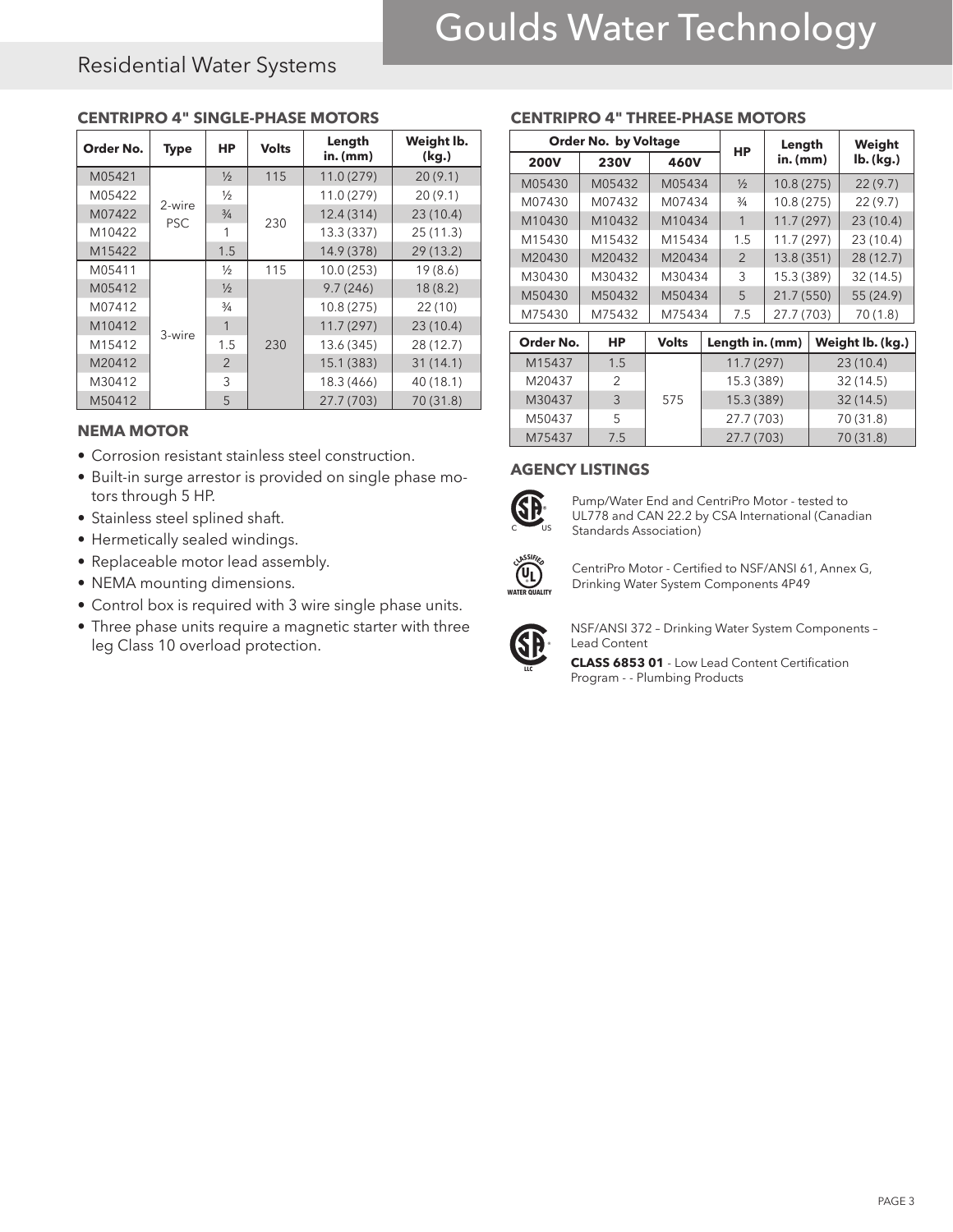## Residential Water Systems

### CENTRIPRO 4" SINGLE-PHASE MOTORS

| Order No. | Type | HP | Volts | Length in. (mm) | Weight lb. (kg.) |
|---|---|---|---|---|---|
| M05421 | 2-wire PSC | ½ | 115 | 11.0 (279) | 20 (9.1) |
| M05422 | | ½ | 230 | 11.0 (279) | 20 (9.1) |
| M07422 | | ¾ | | 12.4 (314) | 23 (10.4) |
| M10422 | | 1 | | 13.3 (337) | 25 (11.3) |
| M15422 | | 1.5 | | 14.9 (378) | 29 (13.2) |
| M05411 | 3-wire | ½ | 115 | 10.0 (253) | 19 (8.6) |
| M05412 | | ½ | 230 | 9.7 (246) | 18 (8.2) |
| M07412 | | ¾ | | 10.8 (275) | 22 (10) |
| M10412 | | 1 | | 11.7 (297) | 23 (10.4) |
| M15412 | | 1.5 | | 13.6 (345) | 28 (12.7) |
| M20412 | | 2 | | 15.1 (383) | 31 (14.1) |
| M30412 | | 3 | | 18.3 (466) | 40 (18.1) |
| M50412 | | 5 | | 27.7 (703) | 70 (31.8) |

### NEMA MOTOR

- Corrosion resistant stainless steel construction.
- Built-in surge arrestor is provided on single phase motors through 5 HP.
- Stainless steel splined shaft.
- Hermetically sealed windings.
- Replaceable motor lead assembly.
- NEMA mounting dimensions.
- Control box is required with 3 wire single phase units.
- Three phase units require a magnetic starter with three leg Class 10 overload protection.

### CENTRIPRO 4" THREE-PHASE MOTORS

| Order No. by Voltage | | | HP | Length in. (mm) | Weight lb. (kg.) |
|---|---|---|---|---|---|
| 200V | 230V | 460V | | | |
| M05430 | M05432 | M05434 | ½ | 10.8 (275) | 22 (9.7) |
| M07430 | M07432 | M07434 | ¾ | 10.8 (275) | 22 (9.7) |
| M10430 | M10432 | M10434 | 1 | 11.7 (297) | 23 (10.4) |
| M15430 | M15432 | M15434 | 1.5 | 11.7 (297) | 23 (10.4) |
| M20430 | M20432 | M20434 | 2 | 13.8 (351) | 28 (12.7) |
| M30430 | M30432 | M30434 | 3 | 15.3 (389) | 32 (14.5) |
| M50430 | M50432 | M50434 | 5 | 21.7 (550) | 55 (24.9) |
| M75430 | M75432 | M75434 | 7.5 | 27.7 (703) | 70 (1.8) |

| Order No. | HP | Volts | Length in. (mm) | Weight lb. (kg.) |
|---|---|---|---|---|
| M15437 | 1.5 | 575 | 11.7 (297) | 23 (10.4) |
| M20437 | 2 | | 15.3 (389) | 32 (14.5) |
| M30437 | 3 | | 15.3 (389) | 32 (14.5) |
| M50437 | 5 | | 27.7 (703) | 70 (31.8) |
| M75437 | 7.5 | | 27.7 (703) | 70 (31.8) |

### AGENCY LISTINGS

Pump/Water End and CentriPro Motor - tested to UL778 and CAN 22.2 by CSA International (Canadian Standards Association)

CentriPro Motor - Certified to NSF/ANSI 61, Annex G, Drinking Water System Components 4P49

NSF/ANSI 372 – Drinking Water System Components – Lead Content

**CLASS 6853 01** - Low Lead Content Certification Program - - Plumbing Products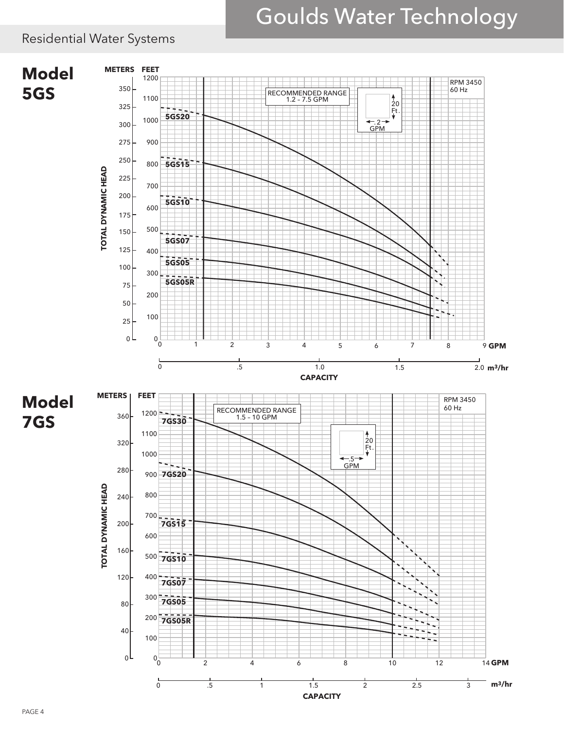## Model 5GS

METERS FEET

RPM 3450
60 Hz

RECOMMENDED RANGE
1.2 – 7.5 GPM

20 Ft.
.2 GPM

5GS20
5GS15
5GS10
5GS07
5GS05
5GS05R

TOTAL DYNAMIC HEAD

CAPACITY (GPM / m³/hr)

## Model 7GS

METERS FEET

RPM 3450
60 Hz

RECOMMENDED RANGE
1.5 – 10 GPM

20 Ft.
.5 GPM

7GS30
7GS20
7GS15
7GS10
7GS07
7GS05
7GS05R

TOTAL DYNAMIC HEAD

CAPACITY (GPM / m³/hr)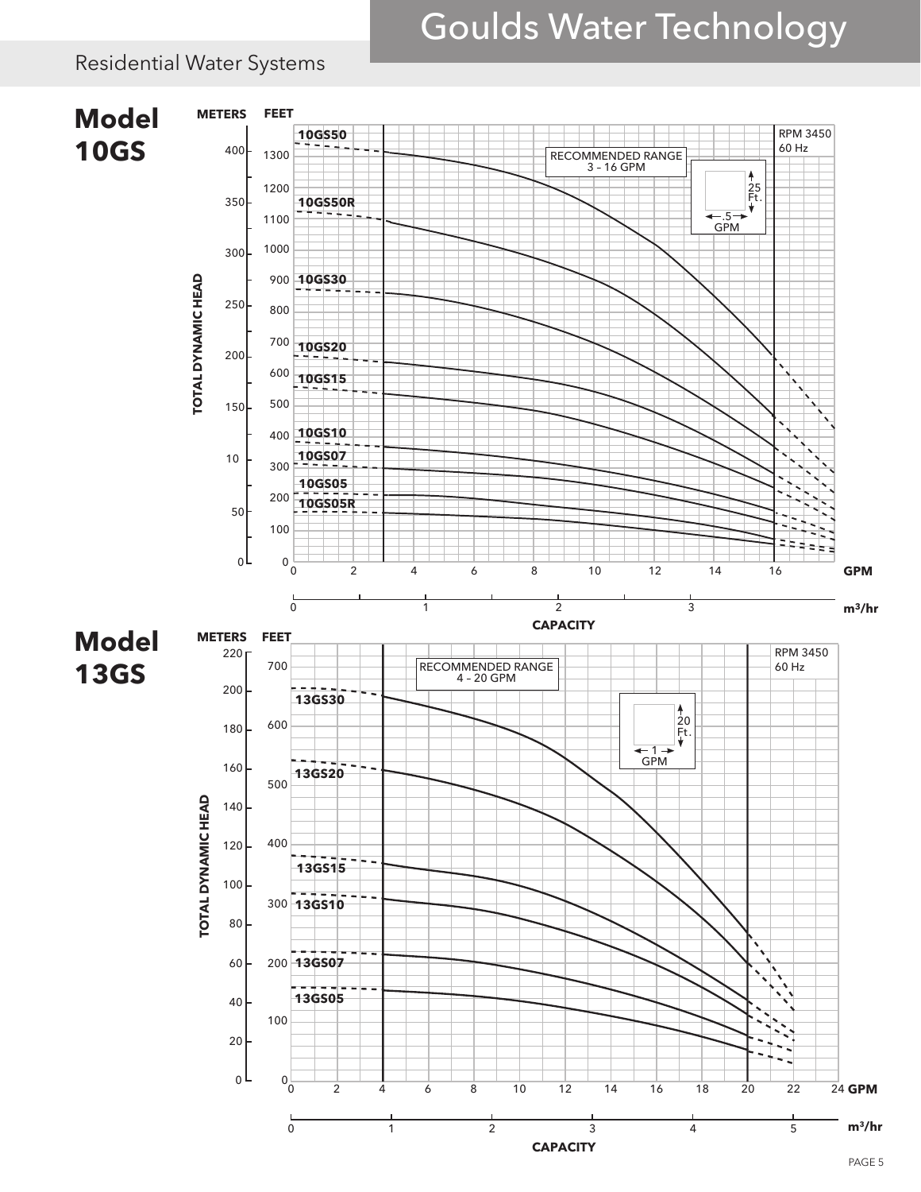## Model 10GS

METERS FEET

TOTAL DYNAMIC HEAD

10GS50

10GS50R

10GS30

10GS20

10GS15

10GS10

10GS07

10GS05

10GS05R

RECOMMENDED RANGE
3 – 16 GPM

RPM 3450
60 Hz

25 Ft.

.5 GPM

GPM

$m^3/hr$

CAPACITY

## Model 13GS

METERS FEET

TOTAL DYNAMIC HEAD

13GS30

13GS20

13GS15

13GS10

13GS07

13GS05

RECOMMENDED RANGE
4 - 20 GPM

RPM 3450
60 Hz

20 Ft.

1 GPM

GPM

$m^3/hr$

CAPACITY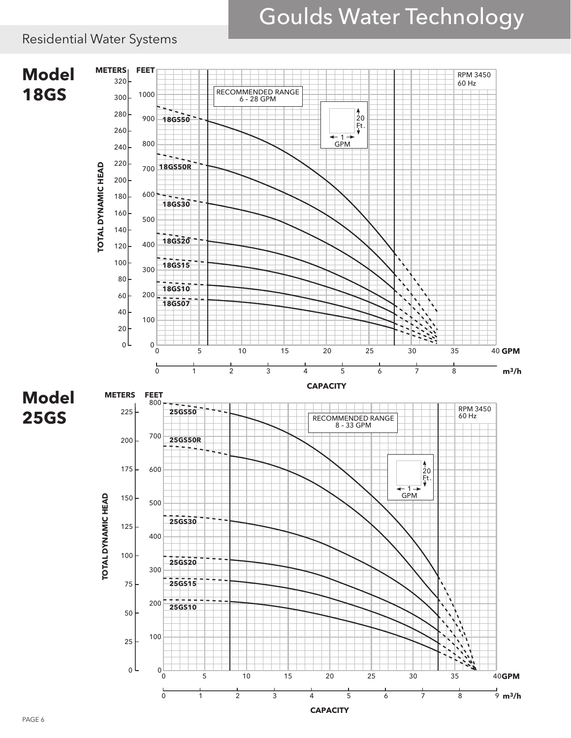## Model 18GS

RPM 3450
60 Hz

RECOMMENDED RANGE
6 – 28 GPM

20 Ft.
1 GPM

TOTAL DYNAMIC HEAD

METERS: 0, 20, 40, 60, 80, 100, 120, 140, 160, 180, 200, 220, 240, 260, 280, 300, 320

FEET: 0, 100, 200, 300, 400, 500, 600, 700, 800, 900, 1000

18GS50, 18GS50R, 18GS30, 18GS20, 18GS15, 18GS10, 18GS07

CAPACITY

GPM: 0, 5, 10, 15, 20, 25, 30, 35, 40

m³/h: 0, 1, 2, 3, 4, 5, 6, 7, 8

## Model 25GS

RPM 3450
60 Hz

RECOMMENDED RANGE
8 - 33 GPM

20 Ft.
1 GPM

TOTAL DYNAMIC HEAD

METERS: 0, 25, 50, 75, 100, 125, 150, 175, 200, 225

FEET: 0, 100, 200, 300, 400, 500, 600, 700, 800

25GS50, 25GS50R, 25GS30, 25GS20, 25GS15, 25GS10

CAPACITY

GPM: 0, 5, 10, 15, 20, 25, 30, 35, 40

m³/h: 0, 1, 2, 3, 4, 5, 6, 7, 8, 9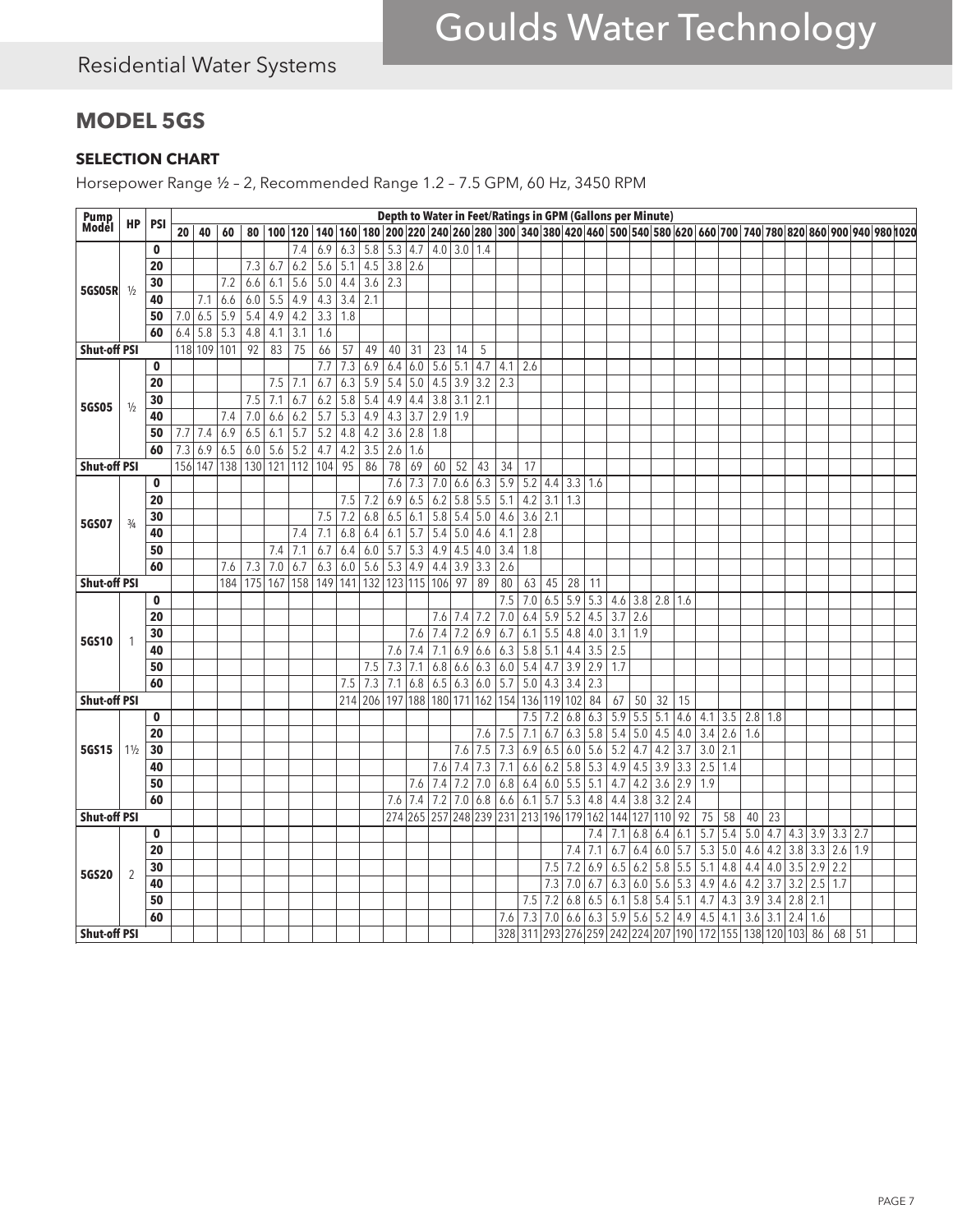## MODEL 5GS

### SELECTION CHART

Horsepower Range ½ – 2, Recommended Range 1.2 – 7.5 GPM, 60 Hz, 3450 RPM

| Pump Model | HP | PSI | Depth to Water in Feet/Ratings in GPM (Gallons per Minute) | | | | | | | | | | | | | | | | | | | | | | | | | | | | | | | |
|---|---|---|---|---|---|---|---|---|---|---|---|---|---|---|---|---|---|---|---|---|---|---|---|---|---|---|---|---|---|---|---|---|---|---|
| | | | 20 | 40 | 60 | 80 | 100 | 120 | 140 | 160 | 180 | 200 | 220 | 240 | 260 | 280 | 300 | 340 | 380 | 420 | 460 | 500 | 540 | 580 | 620 | 660 | 700 | 740 | 780 | 820 | 860 | 900 | 940 | 980 | 1020 |
| 5GS05R | ½ | 0 | | | | | | 7.4 | 6.9 | 6.3 | 5.8 | 5.3 | 4.7 | 4.0 | 3.0 | 1.4 | | | | | | | | | | | | | | | | | | | |
| | | 20 | | | | 7.3 | 6.7 | 6.2 | 5.6 | 5.1 | 4.5 | 3.8 | 2.6 | | | | | | | | | | | | | | | | | | | | | | |
| | | 30 | | | 7.2 | 6.6 | 6.1 | 5.6 | 5.0 | 4.4 | 3.6 | 2.3 | | | | | | | | | | | | | | | | | | | | | | | |
| | | 40 | | 7.1 | 6.6 | 6.0 | 5.5 | 4.9 | 4.3 | 3.4 | 2.1 | | | | | | | | | | | | | | | | | | | | | | | | |
| | | 50 | 7.0 | 6.5 | 5.9 | 5.4 | 4.9 | 4.2 | 3.3 | 1.8 | | | | | | | | | | | | | | | | | | | | | | | | | |
| | | 60 | 6.4 | 5.8 | 5.3 | 4.8 | 4.1 | 3.1 | 1.6 | | | | | | | | | | | | | | | | | | | | | | | | | | |
| Shut-off PSI | | | 118 | 109 | 101 | 92 | 83 | 75 | 66 | 57 | 49 | 40 | 31 | 23 | 14 | 5 | | | | | | | | | | | | | | | | | | | |
| 5GS05 | ½ | 0 | | | | | | | 7.7 | 7.3 | 6.9 | 6.4 | 6.0 | 5.6 | 5.1 | 4.7 | 4.1 | 2.6 | | | | | | | | | | | | | | | | | |
| | | 20 | | | | | 7.5 | 7.1 | 6.7 | 6.3 | 5.9 | 5.4 | 5.0 | 4.5 | 3.9 | 3.2 | 2.3 | | | | | | | | | | | | | | | | | | |
| | | 30 | | | | 7.5 | 7.1 | 6.7 | 6.2 | 5.8 | 5.4 | 4.9 | 4.4 | 3.8 | 3.1 | 2.1 | | | | | | | | | | | | | | | | | | | |
| | | 40 | | | 7.4 | 7.0 | 6.6 | 6.2 | 5.7 | 5.3 | 4.9 | 4.3 | 3.7 | 2.9 | 1.9 | | | | | | | | | | | | | | | | | | | | |
| | | 50 | 7.7 | 7.4 | 6.9 | 6.5 | 6.1 | 5.7 | 5.2 | 4.8 | 4.2 | 3.6 | 2.8 | 1.8 | | | | | | | | | | | | | | | | | | | | | |
| | | 60 | 7.3 | 6.9 | 6.5 | 6.0 | 5.6 | 5.2 | 4.7 | 4.2 | 3.5 | 2.6 | 1.6 | | | | | | | | | | | | | | | | | | | | | | |
| Shut-off PSI | | | 156 | 147 | 138 | 130 | 121 | 112 | 104 | 95 | 86 | 78 | 69 | 60 | 52 | 43 | 34 | 17 | | | | | | | | | | | | | | | | | |
| 5GS07 | ¾ | 0 | | | | | | | | | | 7.6 | 7.3 | 7.0 | 6.6 | 6.3 | 5.9 | 5.2 | 4.4 | 3.3 | 1.6 | | | | | | | | | | | | | | |
| | | 20 | | | | | | | | 7.5 | 7.2 | 6.9 | 6.5 | 6.2 | 5.8 | 5.5 | 5.1 | 4.2 | 3.1 | 1.3 | | | | | | | | | | | | | | | |
| | | 30 | | | | | | | 7.5 | 7.2 | 6.8 | 6.5 | 6.1 | 5.8 | 5.4 | 5.0 | 4.6 | 3.6 | 2.1 | | | | | | | | | | | | | | | | |
| | | 40 | | | | | | 7.4 | 7.1 | 6.8 | 6.4 | 6.1 | 5.7 | 5.4 | 5.0 | 4.6 | 4.1 | 2.8 | | | | | | | | | | | | | | | | | |
| | | 50 | | | | | 7.4 | 7.1 | 6.7 | 6.4 | 6.0 | 5.7 | 5.3 | 4.9 | 4.5 | 4.0 | 3.4 | 1.8 | | | | | | | | | | | | | | | | | |
| | | 60 | | | 7.6 | 7.3 | 7.0 | 6.7 | 6.3 | 6.0 | 5.6 | 5.3 | 4.9 | 4.4 | 3.9 | 3.3 | 2.6 | | | | | | | | | | | | | | | | | | |
| Shut-off PSI | | | | | 184 | 175 | 167 | 158 | 149 | 141 | 132 | 123 | 115 | 106 | 97 | 89 | 80 | 63 | 45 | 28 | 11 | | | | | | | | | | | | | | |
| 5GS10 | 1 | 0 | | | | | | | | | | | | | | | 7.5 | 7.0 | 6.5 | 5.9 | 5.3 | 4.6 | 3.8 | 2.8 | 1.6 | | | | | | | | | | |
| | | 20 | | | | | | | | | | | | 7.6 | 7.4 | 7.2 | 7.0 | 6.4 | 5.9 | 5.2 | 4.5 | 3.7 | 2.6 | | | | | | | | | | | | |
| | | 30 | | | | | | | | | | | 7.6 | 7.4 | 7.2 | 6.9 | 6.7 | 6.1 | 5.5 | 4.8 | 4.0 | 3.1 | 1.9 | | | | | | | | | | | | |
| | | 40 | | | | | | | | | | 7.6 | 7.4 | 7.1 | 6.9 | 6.6 | 6.3 | 5.8 | 5.1 | 4.4 | 3.5 | 2.5 | | | | | | | | | | | | | |
| | | 50 | | | | | | | | | 7.5 | 7.3 | 7.1 | 6.8 | 6.6 | 6.3 | 6.0 | 5.4 | 4.7 | 3.9 | 2.9 | 1.7 | | | | | | | | | | | | | |
| | | 60 | | | | | | | | 7.5 | 7.3 | 7.1 | 6.8 | 6.5 | 6.3 | 6.0 | 5.7 | 5.0 | 4.3 | 3.4 | 2.3 | | | | | | | | | | | | | | |
| Shut-off PSI | | | | | | | | | | 214 | 206 | 197 | 188 | 180 | 171 | 162 | 154 | 136 | 119 | 102 | 84 | 67 | 50 | 32 | 15 | | | | | | | | | | |
| 5GS15 | 1½ | 0 | | | | | | | | | | | | | | | | 7.5 | 7.2 | 6.8 | 6.3 | 5.9 | 5.5 | 5.1 | 4.6 | 4.1 | 3.5 | 2.8 | 1.8 | | | | | | |
| | | 20 | | | | | | | | | | | | | | 7.6 | 7.5 | 7.1 | 6.7 | 6.3 | 5.8 | 5.4 | 5.0 | 4.5 | 4.0 | 3.4 | 2.6 | 1.6 | | | | | | | |
| | | 30 | | | | | | | | | | | | | 7.6 | 7.5 | 7.3 | 6.9 | 6.5 | 6.0 | 5.6 | 5.2 | 4.7 | 4.2 | 3.7 | 3.0 | 2.1 | | | | | | | | |
| | | 40 | | | | | | | | | | | | 7.6 | 7.4 | 7.3 | 7.1 | 6.6 | 6.2 | 5.8 | 5.3 | 4.9 | 4.5 | 3.9 | 3.3 | 2.5 | 1.4 | | | | | | | | |
| | | 50 | | | | | | | | | | | 7.6 | 7.4 | 7.2 | 7.0 | 6.8 | 6.4 | 6.0 | 5.5 | 5.1 | 4.7 | 4.2 | 3.6 | 2.9 | 1.9 | | | | | | | | | |
| | | 60 | | | | | | | | | | 7.6 | 7.4 | 7.2 | 7.0 | 6.8 | 6.6 | 6.1 | 5.7 | 5.3 | 4.8 | 4.4 | 3.8 | 3.2 | 2.4 | | | | | | | | | | |
| Shut-off PSI | | | | | | | | | | | | 274 | 265 | 257 | 248 | 239 | 231 | 213 | 196 | 179 | 162 | 144 | 127 | 110 | 92 | 75 | 58 | 40 | 23 | | | | | | |
| 5GS20 | 2 | 0 | | | | | | | | | | | | | | | | | | | 7.4 | 7.1 | 6.8 | 6.4 | 6.1 | 5.7 | 5.4 | 5.0 | 4.7 | 4.3 | 3.9 | 3.3 | 2.7 | | |
| | | 20 | | | | | | | | | | | | | | | | | | 7.4 | 7.1 | 6.7 | 6.4 | 6.0 | 5.7 | 5.3 | 5.0 | 4.6 | 4.2 | 3.8 | 3.3 | 2.6 | 1.9 | | |
| | | 30 | | | | | | | | | | | | | | | | | 7.5 | 7.2 | 6.9 | 6.5 | 6.2 | 5.8 | 5.5 | 5.1 | 4.8 | 4.4 | 4.0 | 3.5 | 2.9 | 2.2 | | | |
| | | 40 | | | | | | | | | | | | | | | | | 7.3 | 7.0 | 6.7 | 6.3 | 6.0 | 5.6 | 5.3 | 4.9 | 4.6 | 4.2 | 3.7 | 3.2 | 2.5 | 1.7 | | | |
| | | 50 | | | | | | | | | | | | | | | | 7.5 | 7.2 | 6.8 | 6.5 | 6.1 | 5.8 | 5.4 | 5.1 | 4.7 | 4.3 | 3.9 | 3.4 | 2.8 | 2.1 | | | | |
| | | 60 | | | | | | | | | | | | | | | 7.6 | 7.3 | 7.0 | 6.6 | 6.3 | 5.9 | 5.6 | 5.2 | 4.9 | 4.5 | 4.1 | 3.6 | 3.1 | 2.4 | 1.6 | | | | |
| Shut-off PSI | | | | | | | | | | | | | | | | | 328 | 311 | 293 | 276 | 259 | 242 | 224 | 207 | 190 | 172 | 155 | 138 | 120 | 103 | 86 | 68 | 51 | | |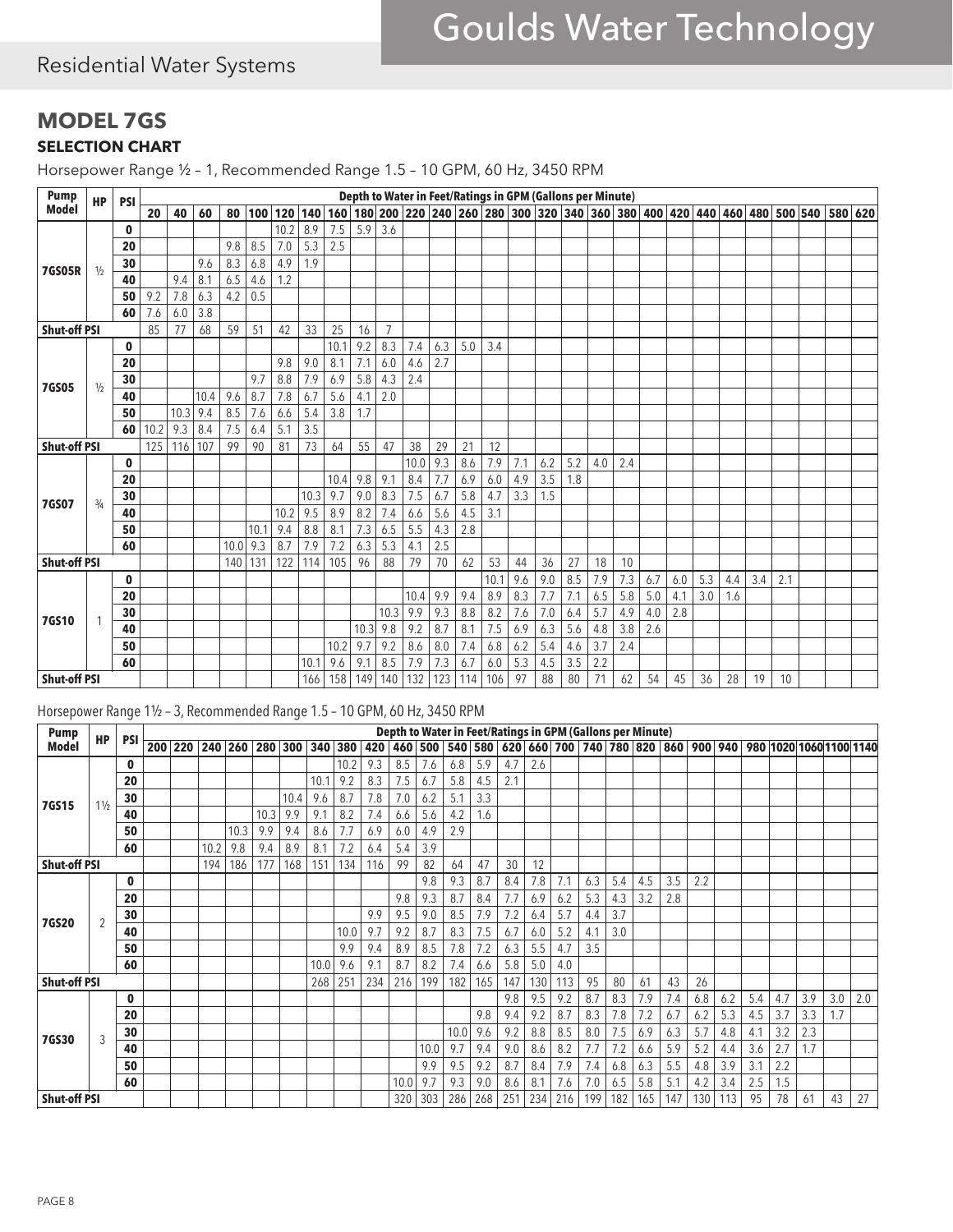## MODEL 7GS

### SELECTION CHART

Horsepower Range ½ – 1, Recommended Range 1.5 – 10 GPM, 60 Hz, 3450 RPM

| Pump Model | HP | PSI | Depth to Water in Feet/Ratings in GPM (Gallons per Minute) | | | | | | | | | | | | | | | | | | | | | | | | | | | |
|---|---|---|---|---|---|---|---|---|---|---|---|---|---|---|---|---|---|---|---|---|---|---|---|---|---|---|---|---|---|---|
| | | | 20 | 40 | 60 | 80 | 100 | 120 | 140 | 160 | 180 | 200 | 220 | 240 | 260 | 280 | 300 | 320 | 340 | 360 | 380 | 400 | 420 | 440 | 460 | 480 | 500 | 540 | 580 | 620 |
| 7GS05R | ½ | 0 | | | | | | 10.2 | 8.9 | 7.5 | 5.9 | 3.6 | | | | | | | | | | | | | | | | | | |
| | | 20 | | | | 9.8 | 8.5 | 7.0 | 5.3 | 2.5 | | | | | | | | | | | | | | | | | | | | |
| | | 30 | | | 9.6 | 8.3 | 6.8 | 4.9 | 1.9 | | | | | | | | | | | | | | | | | | | | | |
| | | 40 | | 9.4 | 8.1 | 6.5 | 4.6 | 1.2 | | | | | | | | | | | | | | | | | | | | | | |
| | | 50 | 9.2 | 7.8 | 6.3 | 4.2 | 0.5 | | | | | | | | | | | | | | | | | | | | | | | |
| | | 60 | 7.6 | 6.0 | 3.8 | | | | | | | | | | | | | | | | | | | | | | | | | |
| Shut-off PSI | | | 85 | 77 | 68 | 59 | 51 | 42 | 33 | 25 | 16 | 7 | | | | | | | | | | | | | | | | | | |
| 7GS05 | ½ | 0 | | | | | | | | 10.1 | 9.2 | 8.3 | 7.4 | 6.3 | 5.0 | 3.4 | | | | | | | | | | | | | | |
| | | 20 | | | | | | 9.8 | 9.0 | 8.1 | 7.1 | 6.0 | 4.6 | 2.7 | | | | | | | | | | | | | | | | |
| | | 30 | | | | | 9.7 | 8.8 | 7.9 | 6.9 | 5.8 | 4.3 | 2.4 | | | | | | | | | | | | | | | | | |
| | | 40 | | | 10.4 | 9.6 | 8.7 | 7.8 | 6.7 | 5.6 | 4.1 | 2.0 | | | | | | | | | | | | | | | | | | |
| | | 50 | | 10.3 | 9.4 | 8.5 | 7.6 | 6.6 | 5.4 | 3.8 | 1.7 | | | | | | | | | | | | | | | | | | | |
| | | 60 | 10.2 | 9.3 | 8.4 | 7.5 | 6.4 | 5.1 | 3.5 | | | | | | | | | | | | | | | | | | | | | |
| Shut-off PSI | | | 125 | 116 | 107 | 99 | 90 | 81 | 73 | 64 | 55 | 47 | 38 | 29 | 21 | 12 | | | | | | | | | | | | | | |
| 7GS07 | ¾ | 0 | | | | | | | | | | | 10.0 | 9.3 | 8.6 | 7.9 | 7.1 | 6.2 | 5.2 | 4.0 | 2.4 | | | | | | | | | |
| | | 20 | | | | | | | | 10.4 | 9.8 | 9.1 | 8.4 | 7.7 | 6.9 | 6.0 | 4.9 | 3.5 | 1.8 | | | | | | | | | | | |
| | | 30 | | | | | | | 10.3 | 9.7 | 9.0 | 8.3 | 7.5 | 6.7 | 5.8 | 4.7 | 3.3 | 1.5 | | | | | | | | | | | | |
| | | 40 | | | | | | 10.2 | 9.5 | 8.9 | 8.2 | 7.4 | 6.6 | 5.6 | 4.5 | 3.1 | | | | | | | | | | | | | | |
| | | 50 | | | | | 10.1 | 9.4 | 8.8 | 8.1 | 7.3 | 6.5 | 5.5 | 4.3 | 2.8 | | | | | | | | | | | | | | | |
| | | 60 | | | | 10.0 | 9.3 | 8.7 | 7.9 | 7.2 | 6.3 | 5.3 | 4.1 | 2.5 | | | | | | | | | | | | | | | | |
| Shut-off PSI | | | | | | 140 | 131 | 122 | 114 | 105 | 96 | 88 | 79 | 70 | 62 | 53 | 44 | 36 | 27 | 18 | 10 | | | | | | | | | |
| 7GS10 | 1 | 0 | | | | | | | | | | | | | | 10.1 | 9.6 | 9.0 | 8.5 | 7.9 | 7.3 | 6.7 | 6.0 | 5.3 | 4.4 | 3.4 | 2.1 | | | |
| | | 20 | | | | | | | | | | | 10.4 | 9.9 | 9.4 | 8.9 | 8.3 | 7.7 | 7.1 | 6.5 | 5.8 | 5.0 | 4.1 | 3.0 | 1.6 | | | | | |
| | | 30 | | | | | | | | | | 10.3 | 9.9 | 9.3 | 8.8 | 8.2 | 7.6 | 7.0 | 6.4 | 5.7 | 4.9 | 4.0 | 2.8 | | | | | | | |
| | | 40 | | | | | | | | | 10.3 | 9.8 | 9.2 | 8.7 | 8.1 | 7.5 | 6.9 | 6.3 | 5.6 | 4.8 | 3.8 | 2.6 | | | | | | | | |
| | | 50 | | | | | | | | 10.2 | 9.7 | 9.2 | 8.6 | 8.0 | 7.4 | 6.8 | 6.2 | 5.4 | 4.6 | 3.7 | 2.4 | | | | | | | | | |
| | | 60 | | | | | | | 10.1 | 9.6 | 9.1 | 8.5 | 7.9 | 7.3 | 6.7 | 6.0 | 5.3 | 4.5 | 3.5 | 2.2 | | | | | | | | | | |
| Shut-off PSI | | | | | | | | | 166 | 158 | 149 | 140 | 132 | 123 | 114 | 106 | 97 | 88 | 80 | 71 | 62 | 54 | 45 | 36 | 28 | 19 | 10 | | | |

Horsepower Range 1½ – 3, Recommended Range 1.5 – 10 GPM, 60 Hz, 3450 RPM

| Pump Model | HP | PSI | Depth to Water in Feet/Ratings in GPM (Gallons per Minute) | | | | | | | | | | | | | | | | | | | | | | | | | | |
|---|---|---|---|---|---|---|---|---|---|---|---|---|---|---|---|---|---|---|---|---|---|---|---|---|---|---|---|---|---|
| | | | 200 | 220 | 240 | 260 | 280 | 300 | 340 | 380 | 420 | 460 | 500 | 540 | 580 | 620 | 660 | 700 | 740 | 780 | 820 | 860 | 900 | 940 | 980 | 1020 | 1060 | 1100 | 1140 |
| 7GS15 | 1½ | 0 | | | | | | | | 10.2 | 9.3 | 8.5 | 7.6 | 6.8 | 5.9 | 4.7 | 2.6 | | | | | | | | | | | | |
| | | 20 | | | | | | | 10.1 | 9.2 | 8.3 | 7.5 | 6.7 | 5.8 | 4.5 | 2.1 | | | | | | | | | | | | | |
| | | 30 | | | | | | 10.4 | 9.6 | 8.7 | 7.8 | 7.0 | 6.2 | 5.1 | 3.3 | | | | | | | | | | | | | | |
| | | 40 | | | | | 10.3 | 9.9 | 9.1 | 8.2 | 7.4 | 6.6 | 5.6 | 4.2 | 1.6 | | | | | | | | | | | | | | |
| | | 50 | | | | 10.3 | 9.9 | 9.4 | 8.6 | 7.7 | 6.9 | 6.0 | 4.9 | 2.9 | | | | | | | | | | | | | | | |
| | | 60 | | | 10.2 | 9.8 | 9.4 | 8.9 | 8.1 | 7.2 | 6.4 | 5.4 | 3.9 | | | | | | | | | | | | | | | | |
| Shut-off PSI | | | | | 194 | 186 | 177 | 168 | 151 | 134 | 116 | 99 | 82 | 64 | 47 | 30 | 12 | | | | | | | | | | | | |
| 7GS20 | 2 | 0 | | | | | | | | | | | 9.8 | 9.3 | 8.7 | 8.4 | 7.8 | 7.1 | 6.3 | 5.4 | 4.5 | 3.5 | 2.2 | | | | | | |
| | | 20 | | | | | | | | | | 9.8 | 9.3 | 8.7 | 8.4 | 7.7 | 6.9 | 6.2 | 5.3 | 4.3 | 3.2 | 2.8 | | | | | | | |
| | | 30 | | | | | | | | | 9.9 | 9.5 | 9.0 | 8.5 | 7.9 | 7.2 | 6.4 | 5.7 | 4.4 | 3.7 | | | | | | | | | |
| | | 40 | | | | | | | | 10.0 | 9.7 | 9.2 | 8.7 | 8.3 | 7.5 | 6.7 | 6.0 | 5.2 | 4.1 | 3.0 | | | | | | | | | |
| | | 50 | | | | | | | | 9.9 | 9.4 | 8.9 | 8.5 | 7.8 | 7.2 | 6.3 | 5.5 | 4.7 | 3.5 | | | | | | | | | | |
| | | 60 | | | | | | | 10.0 | 9.6 | 9.1 | 8.7 | 8.2 | 7.4 | 6.6 | 5.8 | 5.0 | 4.0 | | | | | | | | | | | |
| Shut-off PSI | | | | | | | | | 268 | 251 | 234 | 216 | 199 | 182 | 165 | 147 | 130 | 113 | 95 | 80 | 61 | 43 | 26 | | | | | | |
| 7GS30 | 3 | 0 | | | | | | | | | | | | | | 9.8 | 9.5 | 9.2 | 8.7 | 8.3 | 7.9 | 7.4 | 6.8 | 6.2 | 5.4 | 4.7 | 3.9 | 3.0 | 2.0 |
| | | 20 | | | | | | | | | | | | | 9.8 | 9.4 | 9.2 | 8.7 | 8.3 | 7.8 | 7.2 | 6.7 | 6.2 | 5.3 | 4.5 | 3.7 | 3.3 | 1.7 | |
| | | 30 | | | | | | | | | | | | 10.0 | 9.6 | 9.2 | 8.8 | 8.5 | 8.0 | 7.5 | 6.9 | 6.3 | 5.7 | 4.8 | 4.1 | 3.2 | 2.3 | | |
| | | 40 | | | | | | | | | | | 10.0 | 9.7 | 9.4 | 9.0 | 8.6 | 8.2 | 7.7 | 7.2 | 6.6 | 5.9 | 5.2 | 4.4 | 3.6 | 2.7 | 1.7 | | |
| | | 50 | | | | | | | | | | | 9.9 | 9.5 | 9.2 | 8.7 | 8.4 | 7.9 | 7.4 | 6.8 | 6.3 | 5.5 | 4.8 | 3.9 | 3.1 | 2.2 | | | |
| | | 60 | | | | | | | | | | 10.0 | 9.7 | 9.3 | 9.0 | 8.6 | 8.1 | 7.6 | 7.0 | 6.5 | 5.8 | 5.1 | 4.2 | 3.4 | 2.5 | 1.5 | | | |
| Shut-off PSI | | | | | | | | | | | | 320 | 303 | 286 | 268 | 251 | 234 | 216 | 199 | 182 | 165 | 147 | 130 | 113 | 95 | 78 | 61 | 43 | 27 |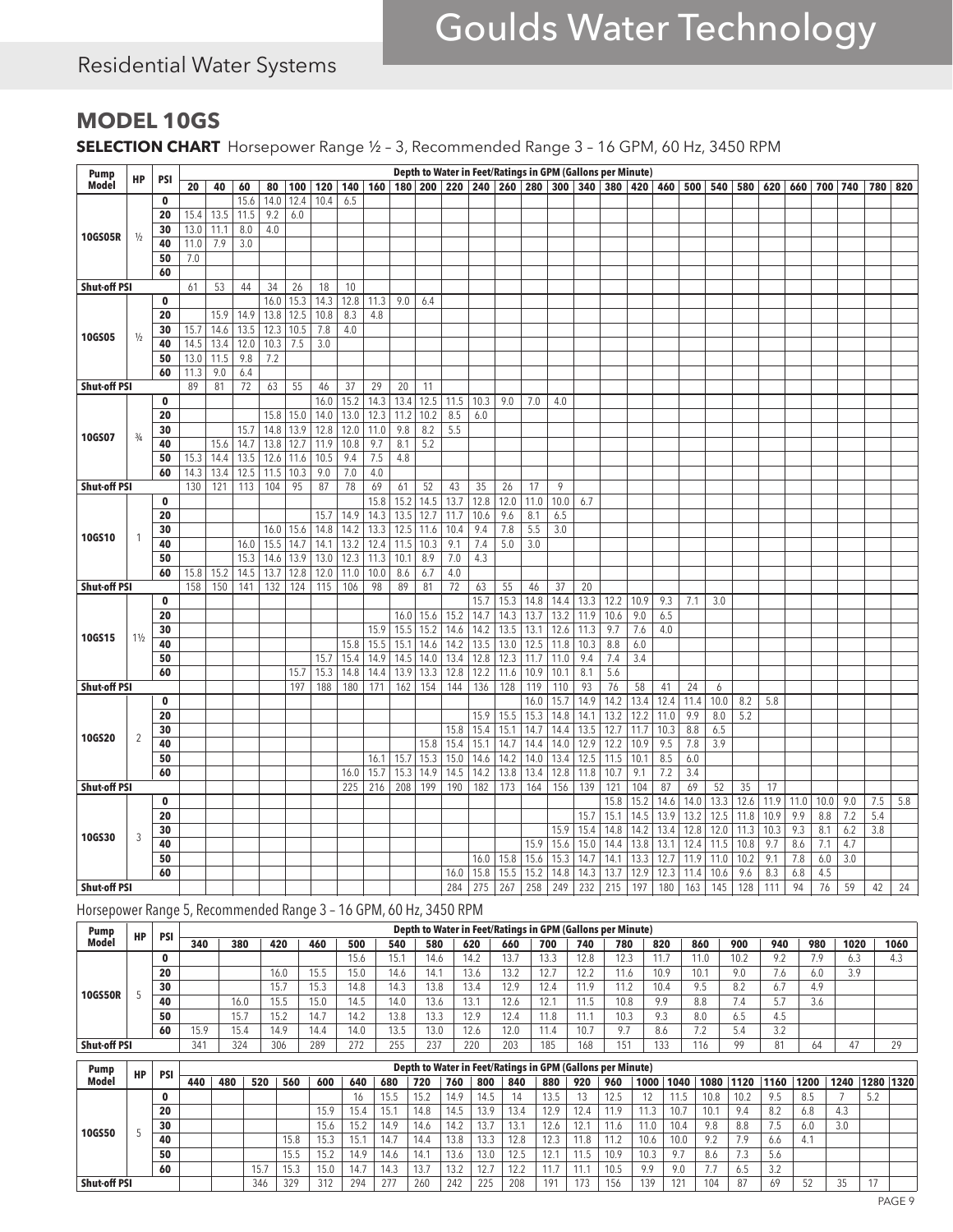# Goulds Water Technology

## Residential Water Systems

## MODEL 10GS

**SELECTION CHART** Horsepower Range ½ – 3, Recommended Range 3 – 16 GPM, 60 Hz, 3450 RPM

| Pump Model | HP | PSI | Depth to Water in Feet/Ratings in GPM (Gallons per Minute) | | | | | | | | | | | | | | | | | | | | | | | | | | | |
|---|---|---|---|---|---|---|---|---|---|---|---|---|---|---|---|---|---|---|---|---|---|---|---|---|---|---|---|---|---|---|
| | | | 20 | 40 | 60 | 80 | 100 | 120 | 140 | 160 | 180 | 200 | 220 | 240 | 260 | 280 | 300 | 340 | 380 | 420 | 460 | 500 | 540 | 580 | 620 | 660 | 700 | 740 | 780 | 820 |
| 10GS05R | ½ | 0 | | | 15.6 | 14.0 | 12.4 | 10.4 | 6.5 | | | | | | | | | | | | | | | | | | | | | |
| | | 20 | 15.4 | 13.5 | 11.5 | 9.2 | 6.0 | | | | | | | | | | | | | | | | | | | | | | | |
| | | 30 | 13.0 | 11.1 | 8.0 | 4.0 | | | | | | | | | | | | | | | | | | | | | | | | |
| | | 40 | 11.0 | 7.9 | 3.0 | | | | | | | | | | | | | | | | | | | | | | | | | |
| | | 50 | 7.0 | | | | | | | | | | | | | | | | | | | | | | | | | | | |
| | | 60 | | | | | | | | | | | | | | | | | | | | | | | | | | | | |
| Shut-off PSI | | | 61 | 53 | 44 | 34 | 26 | 18 | 10 | | | | | | | | | | | | | | | | | | | | | |
| 10GS05 | ½ | 0 | | | | 16.0 | 15.3 | 14.3 | 12.8 | 11.3 | 9.0 | 6.4 | | | | | | | | | | | | | | | | | | |
| | | 20 | | 15.9 | 14.9 | 13.8 | 12.5 | 10.8 | 8.3 | 4.8 | | | | | | | | | | | | | | | | | | | | |
| | | 30 | 15.7 | 14.6 | 13.5 | 12.3 | 10.5 | 7.8 | 4.0 | | | | | | | | | | | | | | | | | | | | | |
| | | 40 | 14.5 | 13.4 | 12.0 | 10.3 | 7.5 | 3.0 | | | | | | | | | | | | | | | | | | | | | | |
| | | 50 | 13.0 | 11.5 | 9.8 | 7.2 | | | | | | | | | | | | | | | | | | | | | | | | |
| | | 60 | 11.3 | 9.0 | 6.4 | | | | | | | | | | | | | | | | | | | | | | | | | |
| Shut-off PSI | | | 89 | 81 | 72 | 63 | 55 | 46 | 37 | 29 | 20 | 11 | | | | | | | | | | | | | | | | | | |
| 10GS07 | ¾ | 0 | | | | | | 16.0 | 15.2 | 14.3 | 13.4 | 12.5 | 11.5 | 10.3 | 9.0 | 7.0 | 4.0 | | | | | | | | | | | | | |
| | | 20 | | | | 15.8 | 15.0 | 14.0 | 13.0 | 12.3 | 11.2 | 10.2 | 8.5 | 6.0 | | | | | | | | | | | | | | | | |
| | | 30 | | | 15.7 | 14.8 | 13.9 | 12.8 | 12.0 | 11.0 | 9.8 | 8.2 | 5.5 | | | | | | | | | | | | | | | | | |
| | | 40 | | 15.6 | 14.7 | 13.8 | 12.7 | 11.9 | 10.8 | 9.7 | 8.1 | 5.2 | | | | | | | | | | | | | | | | | | |
| | | 50 | 15.3 | 14.4 | 13.5 | 12.6 | 11.6 | 10.5 | 9.4 | 7.5 | 4.8 | | | | | | | | | | | | | | | | | | | |
| | | 60 | 14.3 | 13.4 | 12.5 | 11.5 | 10.3 | 9.0 | 7.0 | 4.0 | | | | | | | | | | | | | | | | | | | | |
| Shut-off PSI | | | 130 | 121 | 113 | 104 | 95 | 87 | 78 | 69 | 61 | 52 | 43 | 35 | 26 | 17 | 9 | | | | | | | | | | | | | |
| 10GS10 | 1 | 0 | | | | | | | | 15.8 | 15.2 | 14.5 | 13.7 | 12.8 | 12.0 | 11.0 | 10.0 | 6.7 | | | | | | | | | | | | |
| | | 20 | | | | | | 15.7 | 14.9 | 14.3 | 13.5 | 12.7 | 11.7 | 10.6 | 9.6 | 8.1 | 6.5 | | | | | | | | | | | | | |
| | | 30 | | | | 16.0 | 15.6 | 14.8 | 14.2 | 13.3 | 12.5 | 11.6 | 10.4 | 9.4 | 7.8 | 5.5 | 3.0 | | | | | | | | | | | | | |
| | | 40 | | | 16.0 | 15.5 | 14.7 | 14.1 | 13.2 | 12.4 | 11.5 | 10.3 | 9.1 | 7.4 | 5.0 | 3.0 | | | | | | | | | | | | | | |
| | | 50 | | | 15.3 | 14.6 | 13.9 | 13.0 | 12.3 | 11.3 | 10.1 | 8.9 | 7.0 | 4.3 | | | | | | | | | | | | | | | | |
| | | 60 | 15.8 | 15.2 | 14.5 | 13.7 | 12.8 | 12.0 | 11.0 | 10.0 | 8.6 | 6.7 | 4.0 | | | | | | | | | | | | | | | | | |
| Shut-off PSI | | | 158 | 150 | 141 | 132 | 124 | 115 | 106 | 98 | 89 | 81 | 72 | 63 | 55 | 46 | 37 | 20 | | | | | | | | | | | | |
| 10GS15 | 1½ | 0 | | | | | | | | | | | | 15.7 | 15.3 | 14.8 | 14.4 | 13.3 | 12.2 | 10.9 | 9.3 | 7.1 | 3.0 | | | | | | | |
| | | 20 | | | | | | | | | 16.0 | 15.6 | 15.2 | 14.7 | 14.3 | 13.7 | 13.2 | 11.9 | 10.6 | 9.0 | 6.5 | | | | | | | | | |
| | | 30 | | | | | | | | 15.9 | 15.5 | 15.2 | 14.6 | 14.2 | 13.5 | 13.1 | 12.6 | 11.3 | 9.7 | 7.6 | 4.0 | | | | | | | | | |
| | | 40 | | | | | | | 15.8 | 15.5 | 15.1 | 14.6 | 14.2 | 13.5 | 13.0 | 12.5 | 11.8 | 10.3 | 8.8 | 6.0 | | | | | | | | | | |
| | | 50 | | | | | | 15.7 | 15.4 | 14.9 | 14.5 | 14.0 | 13.4 | 12.8 | 12.3 | 11.7 | 11.0 | 9.4 | 7.4 | 3.4 | | | | | | | | | | |
| | | 60 | | | | | 15.7 | 15.3 | 14.8 | 14.4 | 13.9 | 13.3 | 12.8 | 12.2 | 11.6 | 10.9 | 10.1 | 8.1 | 5.6 | | | | | | | | | | | |
| Shut-off PSI | | | | | | | 197 | 188 | 180 | 171 | 162 | 154 | 144 | 136 | 128 | 119 | 110 | 93 | 76 | 58 | 41 | 24 | 6 | | | | | | | |
| 10GS20 | 2 | 0 | | | | | | | | | | | | | | 16.0 | 15.7 | 14.9 | 14.2 | 13.4 | 12.4 | 11.4 | 10.0 | 8.2 | 5.8 | | | | | |
| | | 20 | | | | | | | | | | | | 15.9 | 15.5 | 15.3 | 14.8 | 14.1 | 13.2 | 12.2 | 11.0 | 9.9 | 8.0 | 5.2 | | | | | | |
| | | 30 | | | | | | | | | | | 15.8 | 15.4 | 15.1 | 14.7 | 14.4 | 13.5 | 12.7 | 11.7 | 10.3 | 8.8 | 6.5 | | | | | | | |
| | | 40 | | | | | | | | | | 15.8 | 15.4 | 15.1 | 14.7 | 14.4 | 14.0 | 12.9 | 12.2 | 10.9 | 9.5 | 7.8 | 3.9 | | | | | | | |
| | | 50 | | | | | | | | 16.1 | 15.7 | 15.3 | 15.0 | 14.6 | 14.2 | 14.0 | 13.4 | 12.5 | 11.5 | 10.1 | 8.5 | 6.0 | | | | | | | | |
| | | 60 | | | | | | | 16.0 | 15.7 | 15.3 | 14.9 | 14.5 | 14.2 | 13.8 | 13.4 | 12.8 | 11.8 | 10.7 | 9.1 | 7.2 | 3.4 | | | | | | | | |
| Shut-off PSI | | | | | | | | | 225 | 216 | 208 | 199 | 190 | 182 | 173 | 164 | 156 | 139 | 121 | 104 | 87 | 69 | 52 | 35 | 17 | | | | | |
| 10GS30 | 3 | 0 | | | | | | | | | | | | | | | | | 15.8 | 15.2 | 14.6 | 14.0 | 13.3 | 12.6 | 11.9 | 11.0 | 10.0 | 9.0 | 7.5 | 5.8 |
| | | 20 | | | | | | | | | | | | | | | | 15.7 | 15.1 | 14.5 | 13.9 | 13.2 | 12.5 | 11.8 | 10.9 | 9.9 | 8.8 | 7.2 | 5.4 | |
| | | 30 | | | | | | | | | | | | | | | 15.9 | 15.4 | 14.8 | 14.2 | 13.4 | 12.8 | 12.0 | 11.3 | 10.3 | 9.3 | 8.1 | 6.2 | 3.8 | |
| | | 40 | | | | | | | | | | | | | | 15.9 | 15.6 | 15.0 | 14.4 | 13.8 | 13.1 | 12.4 | 11.5 | 10.8 | 9.7 | 8.6 | 7.1 | 4.7 | | |
| | | 50 | | | | | | | | | | | | 16.0 | 15.8 | 15.6 | 15.3 | 14.7 | 14.1 | 13.3 | 12.7 | 11.9 | 11.0 | 10.2 | 9.1 | 7.8 | 6.0 | 3.0 | | |
| | | 60 | | | | | | | | | | | 16.0 | 15.8 | 15.5 | 15.2 | 14.8 | 14.3 | 13.7 | 12.9 | 12.3 | 11.4 | 10.6 | 9.6 | 8.3 | 6.8 | 4.5 | | | |
| Shut-off PSI | | | | | | | | | | | | | 284 | 275 | 267 | 258 | 249 | 232 | 215 | 197 | 180 | 163 | 145 | 128 | 111 | 94 | 76 | 59 | 42 | 24 |

Horsepower Range 5, Recommended Range 3 – 16 GPM, 60 Hz, 3450 RPM

| Pump Model | HP | PSI | Depth to Water in Feet/Ratings in GPM (Gallons per Minute) | | | | | | | | | | | | | | | | | | |
|---|---|---|---|---|---|---|---|---|---|---|---|---|---|---|---|---|---|---|---|---|---|
| | | | 340 | 380 | 420 | 460 | 500 | 540 | 580 | 620 | 660 | 700 | 740 | 780 | 820 | 860 | 900 | 940 | 980 | 1020 | 1060 |
| 10GS50R | 5 | 0 | | | | | 15.6 | 15.1 | 14.6 | 14.2 | 13.7 | 13.3 | 12.8 | 12.3 | 11.7 | 11.0 | 10.2 | 9.2 | 7.9 | 6.3 | 4.3 |
| | | 20 | | | 16.0 | 15.5 | 15.0 | 14.6 | 14.1 | 13.6 | 13.2 | 12.7 | 12.2 | 11.6 | 10.9 | 10.1 | 9.0 | 7.6 | 6.0 | 3.9 | |
| | | 30 | | | 15.7 | 15.3 | 14.8 | 14.3 | 13.8 | 13.4 | 12.9 | 12.4 | 11.9 | 11.2 | 10.4 | 9.5 | 8.2 | 6.7 | 4.9 | | |
| | | 40 | | 16.0 | 15.5 | 15.0 | 14.5 | 14.0 | 13.6 | 13.1 | 12.6 | 12.1 | 11.5 | 10.8 | 9.9 | 8.8 | 7.4 | 5.7 | 3.6 | | |
| | | 50 | | 15.7 | 15.2 | 14.7 | 14.2 | 13.8 | 13.3 | 12.9 | 12.4 | 11.8 | 11.1 | 10.3 | 9.3 | 8.0 | 6.5 | 4.5 | | | |
| | | 60 | 15.9 | 15.4 | 14.9 | 14.4 | 14.0 | 13.5 | 13.0 | 12.6 | 12.0 | 11.4 | 10.7 | 9.7 | 8.6 | 7.2 | 5.4 | 3.2 | | | |
| Shut-off PSI | | | 341 | 324 | 306 | 289 | 272 | 255 | 237 | 220 | 203 | 185 | 168 | 151 | 133 | 116 | 99 | 81 | 64 | 47 | 29 |

| Pump Model | HP | PSI | Depth to Water in Feet/Ratings in GPM (Gallons per Minute) | | | | | | | | | | | | | | | | | | | | | | |
|---|---|---|---|---|---|---|---|---|---|---|---|---|---|---|---|---|---|---|---|---|---|---|---|---|---|
| | | | 440 | 480 | 520 | 560 | 600 | 640 | 680 | 720 | 760 | 800 | 840 | 880 | 920 | 960 | 1000 | 1040 | 1080 | 1120 | 1160 | 1200 | 1240 | 1280 | 1320 |
| 10GS50 | 5 | 0 | | | | | | 16 | 15.5 | 15.2 | 14.9 | 14.5 | 14 | 13.5 | 13 | 12.5 | 12 | 11.5 | 10.8 | 10.2 | 9.5 | 8.5 | 7 | 5.2 | |
| | | 20 | | | | | 15.9 | 15.4 | 15.1 | 14.8 | 14.5 | 13.9 | 13.4 | 12.9 | 12.4 | 11.9 | 11.3 | 10.7 | 10.1 | 9.4 | 8.2 | 6.8 | 4.3 | | |
| | | 30 | | | | | 15.6 | 15.2 | 14.9 | 14.6 | 14.2 | 13.7 | 13.1 | 12.6 | 12.1 | 11.6 | 11.0 | 10.4 | 9.8 | 8.8 | 7.5 | 6.0 | 3.0 | | |
| | | 40 | | | | 15.8 | 15.3 | 15.1 | 14.7 | 14.4 | 13.8 | 13.3 | 12.8 | 12.3 | 11.8 | 11.2 | 10.6 | 10.0 | 9.2 | 7.9 | 6.6 | 4.1 | | | |
| | | 50 | | | | 15.5 | 15.2 | 14.9 | 14.6 | 14.1 | 13.6 | 13.0 | 12.5 | 12.1 | 11.5 | 10.9 | 10.3 | 9.7 | 8.6 | 7.3 | 5.6 | | | | |
| | | 60 | | | 15.7 | 15.3 | 15.0 | 14.7 | 14.3 | 13.7 | 13.2 | 12.7 | 12.2 | 11.7 | 11.1 | 10.5 | 9.9 | 9.0 | 7.7 | 6.5 | 3.2 | | | | |
| Shut-off PSI | | | | | 346 | 329 | 312 | 294 | 277 | 260 | 242 | 225 | 208 | 191 | 173 | 156 | 139 | 121 | 104 | 87 | 69 | 52 | 35 | 17 | |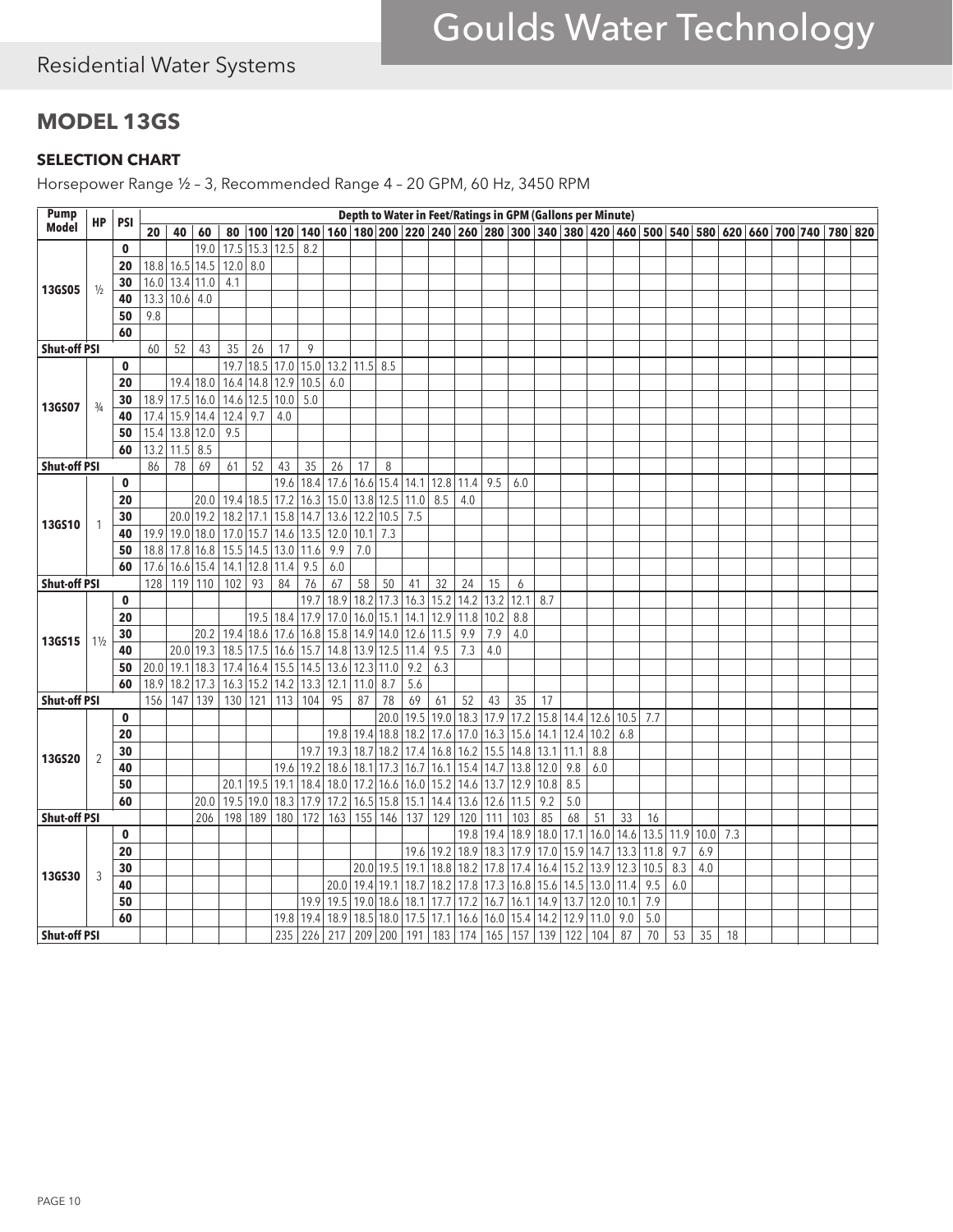## MODEL 13GS

### SELECTION CHART

Horsepower Range ½ – 3, Recommended Range 4 – 20 GPM, 60 Hz, 3450 RPM

| Pump Model | HP | PSI | Depth to Water in Feet/Ratings in GPM (Gallons per Minute) | | | | | | | | | | | | | | | | | | | | | | | | | | | |
|---|---|---|---|---|---|---|---|---|---|---|---|---|---|---|---|---|---|---|---|---|---|---|---|---|---|---|---|---|---|---|
| | | | 20 | 40 | 60 | 80 | 100 | 120 | 140 | 160 | 180 | 200 | 220 | 240 | 260 | 280 | 300 | 340 | 380 | 420 | 460 | 500 | 540 | 580 | 620 | 660 | 700 | 740 | 780 | 820 |
| 13GS05 | ½ | 0 | | | 19.0 | 17.5 | 15.3 | 12.5 | 8.2 | | | | | | | | | | | | | | | | | | | | | |
| | | 20 | 18.8 | 16.5 | 14.5 | 12.0 | 8.0 | | | | | | | | | | | | | | | | | | | | | | | |
| | | 30 | 16.0 | 13.4 | 11.0 | 4.1 | | | | | | | | | | | | | | | | | | | | | | | | |
| | | 40 | 13.3 | 10.6 | 4.0 | | | | | | | | | | | | | | | | | | | | | | | | | |
| | | 50 | 9.8 | | | | | | | | | | | | | | | | | | | | | | | | | | | |
| | | 60 | | | | | | | | | | | | | | | | | | | | | | | | | | | | |
| Shut-off PSI | | | 60 | 52 | 43 | 35 | 26 | 17 | 9 | | | | | | | | | | | | | | | | | | | | | |
| 13GS07 | ¾ | 0 | | | | 19.7 | 18.5 | 17.0 | 15.0 | 13.2 | 11.5 | 8.5 | | | | | | | | | | | | | | | | | | |
| | | 20 | | 19.4 | 18.0 | 16.4 | 14.8 | 12.9 | 10.5 | 6.0 | | | | | | | | | | | | | | | | | | | | |
| | | 30 | 18.9 | 17.5 | 16.0 | 14.6 | 12.5 | 10.0 | 5.0 | | | | | | | | | | | | | | | | | | | | | |
| | | 40 | 17.4 | 15.9 | 14.4 | 12.4 | 9.7 | 4.0 | | | | | | | | | | | | | | | | | | | | | | |
| | | 50 | 15.4 | 13.8 | 12.0 | 9.5 | | | | | | | | | | | | | | | | | | | | | | | | |
| | | 60 | 13.2 | 11.5 | 8.5 | | | | | | | | | | | | | | | | | | | | | | | | | |
| Shut-off PSI | | | 86 | 78 | 69 | 61 | 52 | 43 | 35 | 26 | 17 | 8 | | | | | | | | | | | | | | | | | | |
| 13GS10 | 1 | 0 | | | | | | 19.6 | 18.4 | 17.6 | 16.6 | 15.4 | 14.1 | 12.8 | 11.4 | 9.5 | 6.0 | | | | | | | | | | | | | |
| | | 20 | | | 20.0 | 19.4 | 18.5 | 17.2 | 16.3 | 15.0 | 13.8 | 12.5 | 11.0 | 8.5 | 4.0 | | | | | | | | | | | | | | | |
| | | 30 | | 20.0 | 19.2 | 18.2 | 17.1 | 15.8 | 14.7 | 13.6 | 12.2 | 10.5 | 7.5 | | | | | | | | | | | | | | | | | |
| | | 40 | 19.9 | 19.0 | 18.0 | 17.0 | 15.7 | 14.6 | 13.5 | 12.0 | 10.1 | 7.3 | | | | | | | | | | | | | | | | | | |
| | | 50 | 18.8 | 17.8 | 16.8 | 15.5 | 14.5 | 13.0 | 11.6 | 9.9 | 7.0 | | | | | | | | | | | | | | | | | | | |
| | | 60 | 17.6 | 16.6 | 15.4 | 14.1 | 12.8 | 11.4 | 9.5 | 6.0 | | | | | | | | | | | | | | | | | | | | |
| Shut-off PSI | | | 128 | 119 | 110 | 102 | 93 | 84 | 76 | 67 | 58 | 50 | 41 | 32 | 24 | 15 | 6 | | | | | | | | | | | | | |
| 13GS15 | 1½ | 0 | | | | | | | 19.7 | 18.9 | 18.2 | 17.3 | 16.3 | 15.2 | 14.2 | 13.2 | 12.1 | 8.7 | | | | | | | | | | | | |
| | | 20 | | | | | 19.5 | 18.4 | 17.9 | 17.0 | 16.0 | 15.1 | 14.1 | 12.9 | 11.8 | 10.2 | 8.8 | | | | | | | | | | | | | |
| | | 30 | | | 20.2 | 19.4 | 18.6 | 17.6 | 16.8 | 15.8 | 14.9 | 14.0 | 12.6 | 11.5 | 9.9 | 7.9 | 4.0 | | | | | | | | | | | | | |
| | | 40 | | 20.0 | 19.3 | 18.5 | 17.5 | 16.6 | 15.7 | 14.8 | 13.9 | 12.5 | 11.4 | 9.5 | 7.3 | 4.0 | | | | | | | | | | | | | | |
| | | 50 | 20.0 | 19.1 | 18.3 | 17.4 | 16.4 | 15.5 | 14.5 | 13.6 | 12.3 | 11.0 | 9.2 | 6.3 | | | | | | | | | | | | | | | | |
| | | 60 | 18.9 | 18.2 | 17.3 | 16.3 | 15.2 | 14.2 | 13.3 | 12.1 | 11.0 | 8.7 | 5.6 | | | | | | | | | | | | | | | | | |
| Shut-off PSI | | | 156 | 147 | 139 | 130 | 121 | 113 | 104 | 95 | 87 | 78 | 69 | 61 | 52 | 43 | 35 | 17 | | | | | | | | | | | | |
| 13GS20 | 2 | 0 | | | | | | | | | | 20.0 | 19.5 | 19.0 | 18.3 | 17.9 | 17.2 | 15.8 | 14.4 | 12.6 | 10.5 | 7.7 | | | | | | | | |
| | | 20 | | | | | | | | 19.8 | 19.4 | 18.8 | 18.2 | 17.6 | 17.0 | 16.3 | 15.6 | 14.1 | 12.4 | 10.2 | 6.8 | | | | | | | | | |
| | | 30 | | | | | | | 19.7 | 19.3 | 18.7 | 18.2 | 17.4 | 16.8 | 16.2 | 15.5 | 14.8 | 13.1 | 11.1 | 8.8 | | | | | | | | | | |
| | | 40 | | | | | | 19.6 | 19.2 | 18.6 | 18.1 | 17.3 | 16.7 | 16.1 | 15.4 | 14.7 | 13.8 | 12.0 | 9.8 | 6.0 | | | | | | | | | | |
| | | 50 | | | | 20.1 | 19.5 | 19.1 | 18.4 | 18.0 | 17.2 | 16.6 | 16.0 | 15.2 | 14.6 | 13.7 | 12.9 | 10.8 | 8.5 | | | | | | | | | | | |
| | | 60 | | | 20.0 | 19.5 | 19.0 | 18.3 | 17.9 | 17.2 | 16.5 | 15.8 | 15.1 | 14.4 | 13.6 | 12.6 | 11.5 | 9.2 | 5.0 | | | | | | | | | | | |
| Shut-off PSI | | | | | 206 | 198 | 189 | 180 | 172 | 163 | 155 | 146 | 137 | 129 | 120 | 111 | 103 | 85 | 68 | 51 | 33 | 16 | | | | | | | | |
| 13GS30 | 3 | 0 | | | | | | | | | | | | | 19.8 | 19.4 | 18.9 | 18.0 | 17.1 | 16.0 | 14.6 | 13.5 | 11.9 | 10.0 | 7.3 | | | | | |
| | | 20 | | | | | | | | | | | 19.6 | 19.2 | 18.9 | 18.3 | 17.9 | 17.0 | 15.9 | 14.7 | 13.3 | 11.8 | 9.7 | 6.9 | | | | | | |
| | | 30 | | | | | | | | | 20.0 | 19.5 | 19.1 | 18.8 | 18.2 | 17.8 | 17.4 | 16.4 | 15.2 | 13.9 | 12.3 | 10.5 | 8.3 | 4.0 | | | | | | |
| | | 40 | | | | | | | | 20.0 | 19.4 | 19.1 | 18.7 | 18.2 | 17.8 | 17.3 | 16.8 | 15.6 | 14.5 | 13.0 | 11.4 | 9.5 | 6.0 | | | | | | | |
| | | 50 | | | | | | | 19.9 | 19.5 | 19.0 | 18.6 | 18.1 | 17.7 | 17.2 | 16.7 | 16.1 | 14.9 | 13.7 | 12.0 | 10.1 | 7.9 | | | | | | | | |
| | | 60 | | | | | | 19.8 | 19.4 | 18.9 | 18.5 | 18.0 | 17.5 | 17.1 | 16.6 | 16.0 | 15.4 | 14.2 | 12.9 | 11.0 | 9.0 | 5.0 | | | | | | | | |
| Shut-off PSI | | | | | | | | 235 | 226 | 217 | 209 | 200 | 191 | 183 | 174 | 165 | 157 | 139 | 122 | 104 | 87 | 70 | 53 | 35 | 18 | | | | | |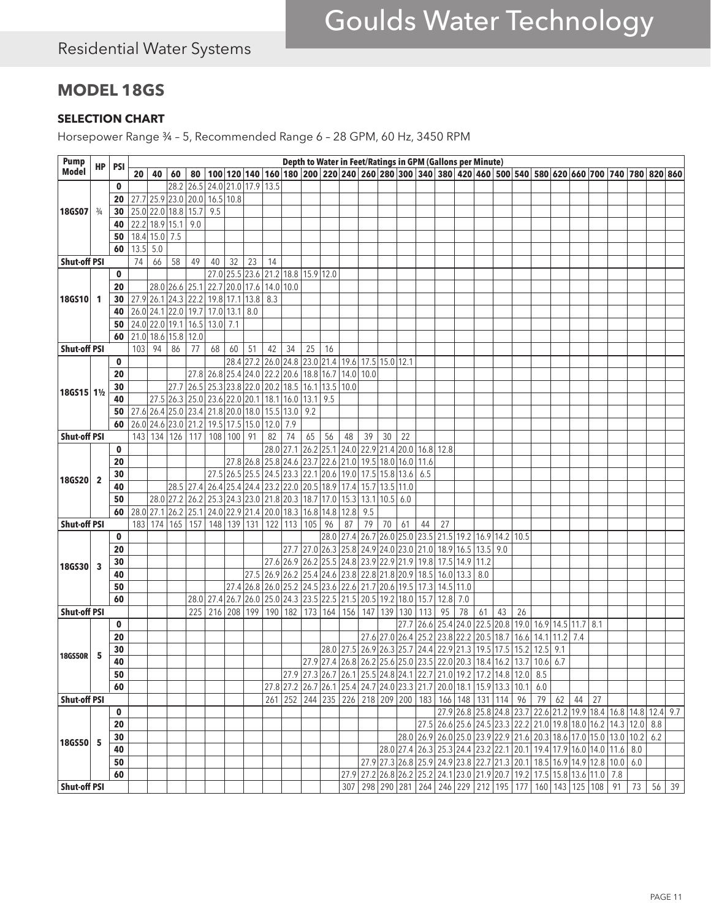## MODEL 18GS

### SELECTION CHART

Horsepower Range ¾ – 5, Recommended Range 6 – 28 GPM, 60 Hz, 3450 RPM

| Pump Model | HP | PSI | Depth to Water in Feet/Ratings in GPM (Gallons per Minute) | | | | | | | | | | | | | | | | | | | | | | | | | | | | |
|---|---|---|---|---|---|---|---|---|---|---|---|---|---|---|---|---|---|---|---|---|---|---|---|---|---|---|---|---|---|---|---|
| | | | 20 | 40 | 60 | 80 | 100 | 120 | 140 | 160 | 180 | 200 | 220 | 240 | 260 | 280 | 300 | 340 | 380 | 420 | 460 | 500 | 540 | 580 | 620 | 660 | 700 | 740 | 780 | 820 | 860 |
| 18GS07 | ¾ | 0 | | | 28.2 | 26.5 | 24.0 | 21.0 | 17.9 | 13.5 | | | | | | | | | | | | | | | | | | | | | |
| | | 20 | 27.7 | 25.9 | 23.0 | 20.0 | 16.5 | 10.8 | | | | | | | | | | | | | | | | | | | | | | | |
| | | 30 | 25.0 | 22.0 | 18.8 | 15.7 | 9.5 | | | | | | | | | | | | | | | | | | | | | | | | |
| | | 40 | 22.2 | 18.9 | 15.1 | 9.0 | | | | | | | | | | | | | | | | | | | | | | | | | |
| | | 50 | 18.4 | 15.0 | 7.5 | | | | | | | | | | | | | | | | | | | | | | | | | | |
| | | 60 | 13.5 | 5.0 | | | | | | | | | | | | | | | | | | | | | | | | | | | |
| Shut-off PSI | | | 74 | 66 | 58 | 49 | 40 | 32 | 23 | 14 | | | | | | | | | | | | | | | | | | | | | |
| 18GS10 | 1 | 0 | | | | | 27.0 | 25.5 | 23.6 | 21.2 | 18.8 | 15.9 | 12.0 | | | | | | | | | | | | | | | | | | |
| | | 20 | | 28.0 | 26.6 | 25.1 | 22.7 | 20.0 | 17.6 | 14.0 | 10.0 | | | | | | | | | | | | | | | | | | | | |
| | | 30 | 27.9 | 26.1 | 24.3 | 22.2 | 19.8 | 17.1 | 13.8 | 8.3 | | | | | | | | | | | | | | | | | | | | | |
| | | 40 | 26.0 | 24.1 | 22.0 | 19.7 | 17.0 | 13.1 | 8.0 | | | | | | | | | | | | | | | | | | | | | | |
| | | 50 | 24.0 | 22.0 | 19.1 | 16.5 | 13.0 | 7.1 | | | | | | | | | | | | | | | | | | | | | | | |
| | | 60 | 21.0 | 18.6 | 15.8 | 12.0 | | | | | | | | | | | | | | | | | | | | | | | | | |
| Shut-off PSI | | | 103 | 94 | 86 | 77 | 68 | 60 | 51 | 42 | 34 | 25 | 16 | | | | | | | | | | | | | | | | | | |
| 18GS15 | 1½ | 0 | | | | | | 28.4 | 27.2 | 26.0 | 24.8 | 23.0 | 21.4 | 19.6 | 17.5 | 15.0 | 12.1 | | | | | | | | | | | | | | |
| | | 20 | | | | 27.8 | 26.8 | 25.4 | 24.0 | 22.2 | 20.6 | 18.8 | 16.7 | 14.0 | 10.0 | | | | | | | | | | | | | | | | |
| | | 30 | | | 27.7 | 26.5 | 25.3 | 23.8 | 22.0 | 20.2 | 18.5 | 16.1 | 13.5 | 10.0 | | | | | | | | | | | | | | | | | |
| | | 40 | | 27.5 | 26.3 | 25.0 | 23.6 | 22.0 | 20.1 | 18.1 | 16.0 | 13.1 | 9.5 | | | | | | | | | | | | | | | | | | |
| | | 50 | 27.6 | 26.4 | 25.0 | 23.4 | 21.8 | 20.0 | 18.0 | 15.5 | 13.0 | 9.2 | | | | | | | | | | | | | | | | | | | |
| | | 60 | 26.0 | 24.6 | 23.0 | 21.2 | 19.5 | 17.5 | 15.0 | 12.0 | 7.9 | | | | | | | | | | | | | | | | | | | | |
| Shut-off PSI | | | 143 | 134 | 126 | 117 | 108 | 100 | 91 | 82 | 74 | 65 | 56 | 48 | 39 | 30 | 22 | | | | | | | | | | | | | | |
| 18GS20 | 2 | 0 | | | | | | | | 28.0 | 27.1 | 26.2 | 25.1 | 24.0 | 22.9 | 21.4 | 20.0 | 16.8 | 12.8 | | | | | | | | | | | | |
| | | 20 | | | | | | 27.8 | 26.8 | 25.8 | 24.6 | 23.7 | 22.6 | 21.0 | 19.5 | 18.0 | 16.0 | 11.6 | | | | | | | | | | | | | |
| | | 30 | | | | | 27.5 | 26.5 | 25.5 | 24.5 | 23.3 | 22.1 | 20.6 | 19.0 | 17.5 | 15.8 | 13.6 | 6.5 | | | | | | | | | | | | | |
| | | 40 | | | 28.5 | 27.4 | 26.4 | 25.4 | 24.4 | 23.2 | 22.0 | 20.5 | 18.9 | 17.4 | 15.7 | 13.5 | 11.0 | | | | | | | | | | | | | | |
| | | 50 | | 28.0 | 27.2 | 26.2 | 25.3 | 24.3 | 23.0 | 21.8 | 20.3 | 18.7 | 17.0 | 15.3 | 13.1 | 10.5 | 6.0 | | | | | | | | | | | | | | |
| | | 60 | 28.0 | 27.1 | 26.2 | 25.1 | 24.0 | 22.9 | 21.4 | 20.0 | 18.3 | 16.8 | 14.8 | 12.8 | 9.5 | | | | | | | | | | | | | | | | |
| Shut-off PSI | | | 183 | 174 | 165 | 157 | 148 | 139 | 131 | 122 | 113 | 105 | 96 | 87 | 79 | 70 | 61 | 44 | 27 | | | | | | | | | | | | |
| 18GS30 | 3 | 0 | | | | | | | | | | | 28.0 | 27.4 | 26.7 | 26.0 | 25.0 | 23.5 | 21.5 | 19.2 | 16.9 | 14.2 | 10.5 | | | | | | | | |
| | | 20 | | | | | | | | | 27.7 | 27.0 | 26.3 | 25.8 | 24.9 | 24.0 | 23.0 | 21.0 | 18.9 | 16.5 | 13.5 | 9.0 | | | | | | | | | |
| | | 30 | | | | | | | | 27.6 | 26.9 | 26.2 | 25.5 | 24.8 | 23.9 | 22.9 | 21.9 | 19.8 | 17.5 | 14.9 | 11.2 | | | | | | | | | | |
| | | 40 | | | | | | | 27.5 | 26.9 | 26.2 | 25.4 | 24.6 | 23.8 | 22.8 | 21.8 | 20.9 | 18.5 | 16.0 | 13.3 | 8.0 | | | | | | | | | | |
| | | 50 | | | | | | 27.4 | 26.8 | 26.0 | 25.2 | 24.5 | 23.6 | 22.6 | 21.7 | 20.6 | 19.5 | 17.3 | 14.5 | 11.0 | | | | | | | | | | | |
| | | 60 | | | | 28.0 | 27.4 | 26.7 | 26.0 | 25.0 | 24.3 | 23.5 | 22.5 | 21.5 | 20.5 | 19.2 | 18.0 | 15.7 | 12.8 | 7.0 | | | | | | | | | | | |
| Shut-off PSI | | | | | | 225 | 216 | 208 | 199 | 190 | 182 | 173 | 164 | 156 | 147 | 139 | 130 | 113 | 95 | 78 | 61 | 43 | 26 | | | | | | | | |
| 18GS50R | 5 | 0 | | | | | | | | | | | | | | | 27.7 | 26.6 | 25.4 | 24.0 | 22.5 | 20.8 | 19.0 | 16.9 | 14.5 | 11.7 | 8.1 | | | | |
| | | 20 | | | | | | | | | | | | | 27.6 | 27.0 | 26.4 | 25.2 | 23.8 | 22.2 | 20.5 | 18.7 | 16.6 | 14.1 | 11.2 | 7.4 | | | | | |
| | | 30 | | | | | | | | | | | 28.0 | 27.5 | 26.9 | 26.3 | 25.7 | 24.4 | 22.9 | 21.3 | 19.5 | 17.5 | 15.2 | 12.5 | 9.1 | | | | | | |
| | | 40 | | | | | | | | | | 27.9 | 27.4 | 26.8 | 26.2 | 25.6 | 25.0 | 23.5 | 22.0 | 20.3 | 18.4 | 16.2 | 13.7 | 10.6 | 6.7 | | | | | | |
| | | 50 | | | | | | | | | 27.9 | 27.3 | 26.7 | 26.1 | 25.5 | 24.8 | 24.1 | 22.7 | 21.0 | 19.2 | 17.2 | 14.8 | 12.0 | 8.5 | | | | | | | |
| | | 60 | | | | | | | | 27.8 | 27.2 | 26.7 | 26.1 | 25.4 | 24.7 | 24.0 | 23.3 | 21.7 | 20.0 | 18.1 | 15.9 | 13.3 | 10.1 | 6.0 | | | | | | | |
| Shut-off PSI | | | | | | | | | | 261 | 252 | 244 | 235 | 226 | 218 | 209 | 200 | 183 | 166 | 148 | 131 | 114 | 96 | 79 | 62 | 44 | 27 | | | | |
| 18GS50 | 5 | 0 | | | | | | | | | | | | | | | | | 27.9 | 26.8 | 25.8 | 24.8 | 23.7 | 22.6 | 21.2 | 19.9 | 18.4 | 16.8 | 14.8 | 12.4 | 9.7 |
| | | 20 | | | | | | | | | | | | | | | | 27.5 | 26.6 | 25.6 | 24.5 | 23.3 | 22.2 | 21.0 | 19.8 | 18.0 | 16.2 | 14.3 | 12.0 | 8.8 | |
| | | 30 | | | | | | | | | | | | | | | 28.0 | 26.9 | 26.0 | 25.0 | 23.9 | 22.9 | 21.6 | 20.3 | 18.6 | 17.0 | 15.0 | 13.0 | 10.2 | 6.2 | |
| | | 40 | | | | | | | | | | | | | | 28.0 | 27.4 | 26.3 | 25.3 | 24.4 | 23.2 | 22.1 | 20.1 | 19.4 | 17.9 | 16.0 | 14.0 | 11.6 | 8.0 | | |
| | | 50 | | | | | | | | | | | | | 27.9 | 27.3 | 26.8 | 25.9 | 24.9 | 23.8 | 22.7 | 21.3 | 20.1 | 18.5 | 16.9 | 14.9 | 12.8 | 10.0 | 6.0 | | |
| | | 60 | | | | | | | | | | | | 27.9 | 27.2 | 26.8 | 26.2 | 25.2 | 24.1 | 23.0 | 21.9 | 20.7 | 19.2 | 17.5 | 15.8 | 13.6 | 11.0 | 7.8 | | | |
| Shut-off PSI | | | | | | | | | | | | | | 307 | 298 | 290 | 281 | 264 | 246 | 229 | 212 | 195 | 177 | 160 | 143 | 125 | 108 | 91 | 73 | 56 | 39 |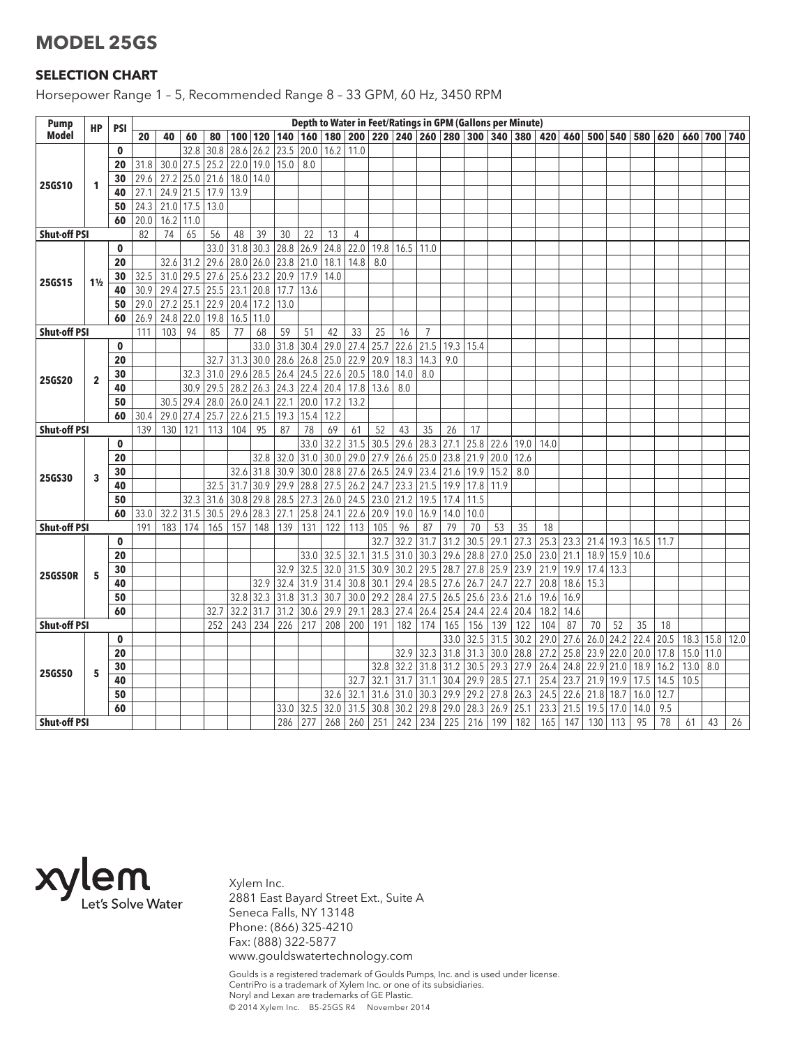# MODEL 25GS

## SELECTION CHART

Horsepower Range 1 – 5, Recommended Range 8 – 33 GPM, 60 Hz, 3450 RPM

| Pump Model | HP | PSI | Depth to Water in Feet/Ratings in GPM (Gallons per Minute) | | | | | | | | | | | | | | | | | | | | | | | | | |
|---|---|---|---|---|---|---|---|---|---|---|---|---|---|---|---|---|---|---|---|---|---|---|---|---|---|---|---|---|
| | | | 20 | 40 | 60 | 80 | 100 | 120 | 140 | 160 | 180 | 200 | 220 | 240 | 260 | 280 | 300 | 340 | 380 | 420 | 460 | 500 | 540 | 580 | 620 | 660 | 700 | 740 |
| 25GS10 | 1 | 0 | | | 32.8 | 30.8 | 28.6 | 26.2 | 23.5 | 20.0 | 16.2 | 11.0 | | | | | | | | | | | | | | | | |
| | | 20 | 31.8 | 30.0 | 27.5 | 25.2 | 22.0 | 19.0 | 15.0 | 8.0 | | | | | | | | | | | | | | | | | | |
| | | 30 | 29.6 | 27.2 | 25.0 | 21.6 | 18.0 | 14.0 | | | | | | | | | | | | | | | | | | | | |
| | | 40 | 27.1 | 24.9 | 21.5 | 17.9 | 13.9 | | | | | | | | | | | | | | | | | | | | | |
| | | 50 | 24.3 | 21.0 | 17.5 | 13.0 | | | | | | | | | | | | | | | | | | | | | | |
| | | 60 | 20.0 | 16.2 | 11.0 | | | | | | | | | | | | | | | | | | | | | | | |
| Shut-off PSI | | | 82 | 74 | 65 | 56 | 48 | 39 | 30 | 22 | 13 | 4 | | | | | | | | | | | | | | | | |
| 25GS15 | 1½ | 0 | | | | 33.0 | 31.8 | 30.3 | 28.8 | 26.9 | 24.8 | 22.0 | 19.8 | 16.5 | 11.0 | | | | | | | | | | | | | |
| | | 20 | | 32.6 | 31.2 | 29.6 | 28.0 | 26.0 | 23.8 | 21.0 | 18.1 | 14.8 | 8.0 | | | | | | | | | | | | | | | |
| | | 30 | 32.5 | 31.0 | 29.5 | 27.6 | 25.6 | 23.2 | 20.9 | 17.9 | 14.0 | | | | | | | | | | | | | | | | | |
| | | 40 | 30.9 | 29.4 | 27.5 | 25.5 | 23.1 | 20.8 | 17.7 | 13.6 | | | | | | | | | | | | | | | | | | |
| | | 50 | 29.0 | 27.2 | 25.1 | 22.9 | 20.4 | 17.2 | 13.0 | | | | | | | | | | | | | | | | | | | |
| | | 60 | 26.9 | 24.8 | 22.0 | 19.8 | 16.5 | 11.0 | | | | | | | | | | | | | | | | | | | | |
| Shut-off PSI | | | 111 | 103 | 94 | 85 | 77 | 68 | 59 | 51 | 42 | 33 | 25 | 16 | 7 | | | | | | | | | | | | | |
| 25GS20 | 2 | 0 | | | | | | 33.0 | 31.8 | 30.4 | 29.0 | 27.4 | 25.7 | 22.6 | 21.5 | 19.3 | 15.4 | | | | | | | | | | | |
| | | 20 | | | | 32.7 | 31.3 | 30.0 | 28.6 | 26.8 | 25.0 | 22.9 | 20.9 | 18.3 | 14.3 | 9.0 | | | | | | | | | | | | |
| | | 30 | | | 32.3 | 31.0 | 29.6 | 28.5 | 26.4 | 24.5 | 22.6 | 20.5 | 18.0 | 14.0 | 8.0 | | | | | | | | | | | | | |
| | | 40 | | | 30.9 | 29.5 | 28.2 | 26.3 | 24.3 | 22.4 | 20.4 | 17.8 | 13.6 | 8.0 | | | | | | | | | | | | | | |
| | | 50 | | 30.5 | 29.4 | 28.0 | 26.0 | 24.1 | 22.1 | 20.0 | 17.2 | 13.2 | | | | | | | | | | | | | | | | |
| | | 60 | 30.4 | 29.0 | 27.4 | 25.7 | 22.6 | 21.5 | 19.3 | 15.4 | 12.2 | | | | | | | | | | | | | | | | | |
| Shut-off PSI | | | 139 | 130 | 121 | 113 | 104 | 95 | 87 | 78 | 69 | 61 | 52 | 43 | 35 | 26 | 17 | | | | | | | | | | | |
| 25GS30 | 3 | 0 | | | | | | | | 33.0 | 32.2 | 31.5 | 30.5 | 29.6 | 28.3 | 27.1 | 25.8 | 22.6 | 19.0 | 14.0 | | | | | | | | |
| | | 20 | | | | | | 32.8 | 32.0 | 31.0 | 30.0 | 29.0 | 27.9 | 26.6 | 25.0 | 23.8 | 21.9 | 20.0 | 12.6 | | | | | | | | | |
| | | 30 | | | | | 32.6 | 31.8 | 30.9 | 30.0 | 28.8 | 27.6 | 26.5 | 24.9 | 23.4 | 21.6 | 19.9 | 15.2 | 8.0 | | | | | | | | | |
| | | 40 | | | | 32.5 | 31.7 | 30.9 | 29.9 | 28.8 | 27.5 | 26.2 | 24.7 | 23.3 | 21.5 | 19.9 | 17.8 | 11.9 | | | | | | | | | | |
| | | 50 | | | 32.3 | 31.6 | 30.8 | 29.8 | 28.5 | 27.3 | 26.0 | 24.5 | 23.0 | 21.2 | 19.5 | 17.4 | 11.5 | | | | | | | | | | | |
| | | 60 | 33.0 | 32.2 | 31.5 | 30.5 | 29.6 | 28.3 | 27.1 | 25.8 | 24.1 | 22.6 | 20.9 | 19.0 | 16.9 | 14.0 | 10.0 | | | | | | | | | | | |
| Shut-off PSI | | | 191 | 183 | 174 | 165 | 157 | 148 | 139 | 131 | 122 | 113 | 105 | 96 | 87 | 79 | 70 | 53 | 35 | 18 | | | | | | | | |
| 25GS50R | 5 | 0 | | | | | | | | | | | 32.7 | 32.2 | 31.7 | 31.2 | 30.5 | 29.1 | 27.3 | 25.3 | 23.3 | 21.4 | 19.3 | 16.5 | 11.7 | | | |
| | | 20 | | | | | | | | 33.0 | 32.5 | 32.1 | 31.5 | 31.0 | 30.3 | 29.6 | 28.8 | 27.0 | 25.0 | 23.0 | 21.1 | 18.9 | 15.9 | 10.6 | | | | |
| | | 30 | | | | | | | 32.9 | 32.5 | 32.0 | 31.5 | 30.9 | 30.2 | 29.5 | 28.7 | 27.8 | 25.9 | 23.9 | 21.9 | 19.9 | 17.4 | 13.3 | | | | | |
| | | 40 | | | | | | 32.9 | 32.4 | 31.9 | 31.4 | 30.8 | 30.1 | 29.4 | 28.5 | 27.6 | 26.7 | 24.7 | 22.7 | 20.8 | 18.6 | 15.3 | | | | | | |
| | | 50 | | | | | 32.8 | 32.3 | 31.8 | 31.3 | 30.7 | 30.0 | 29.2 | 28.4 | 27.5 | 26.5 | 25.6 | 23.6 | 21.6 | 19.6 | 16.9 | | | | | | | |
| | | 60 | | | | 32.7 | 32.2 | 31.7 | 31.2 | 30.6 | 29.9 | 29.1 | 28.3 | 27.4 | 26.4 | 25.4 | 24.4 | 22.4 | 20.4 | 18.2 | 14.6 | | | | | | | |
| Shut-off PSI | | | | | | 252 | 243 | 234 | 226 | 217 | 208 | 200 | 191 | 182 | 174 | 165 | 156 | 139 | 122 | 104 | 87 | 70 | 52 | 35 | 18 | | | |
| 25GS50 | 5 | 0 | | | | | | | | | | | | | | 33.0 | 32.5 | 31.5 | 30.2 | 29.0 | 27.6 | 26.0 | 24.2 | 22.4 | 20.5 | 18.3 | 15.8 | 12.0 |
| | | 20 | | | | | | | | | | | | 32.9 | 32.3 | 31.8 | 31.3 | 30.0 | 28.8 | 27.2 | 25.8 | 23.9 | 22.0 | 20.0 | 17.8 | 15.0 | 11.0 | |
| | | 30 | | | | | | | | | | | 32.8 | 32.2 | 31.8 | 31.2 | 30.5 | 29.3 | 27.9 | 26.4 | 24.8 | 22.9 | 21.0 | 18.9 | 16.2 | 13.0 | 8.0 | |
| | | 40 | | | | | | | | | | 32.7 | 32.1 | 31.7 | 31.1 | 30.4 | 29.9 | 28.5 | 27.1 | 25.4 | 23.7 | 21.9 | 19.9 | 17.5 | 14.5 | 10.5 | | |
| | | 50 | | | | | | | | | 32.6 | 32.1 | 31.6 | 31.0 | 30.3 | 29.9 | 29.2 | 27.8 | 26.3 | 24.5 | 22.6 | 21.8 | 18.7 | 16.0 | 12.7 | | | |
| | | 60 | | | | | | | 33.0 | 32.5 | 32.0 | 31.5 | 30.8 | 30.2 | 29.8 | 29.0 | 28.3 | 26.9 | 25.1 | 23.3 | 21.5 | 19.5 | 17.0 | 14.0 | 9.5 | | | |
| Shut-off PSI | | | | | | | | | 286 | 277 | 268 | 260 | 251 | 242 | 234 | 225 | 216 | 199 | 182 | 165 | 147 | 130 | 113 | 95 | 78 | 61 | 43 | 26 |

xylem
Let's Solve Water

Xylem Inc.
2881 East Bayard Street Ext., Suite A
Seneca Falls, NY 13148
Phone: (866) 325-4210
Fax: (888) 322-5877
www.gouldswatertechnology.com

Goulds is a registered trademark of Goulds Pumps, Inc. and is used under license.
CentriPro is a trademark of Xylem Inc. or one of its subsidiaries.
Noryl and Lexan are trademarks of GE Plastic.
© 2014 Xylem Inc. B5-25GS R4 November 2014